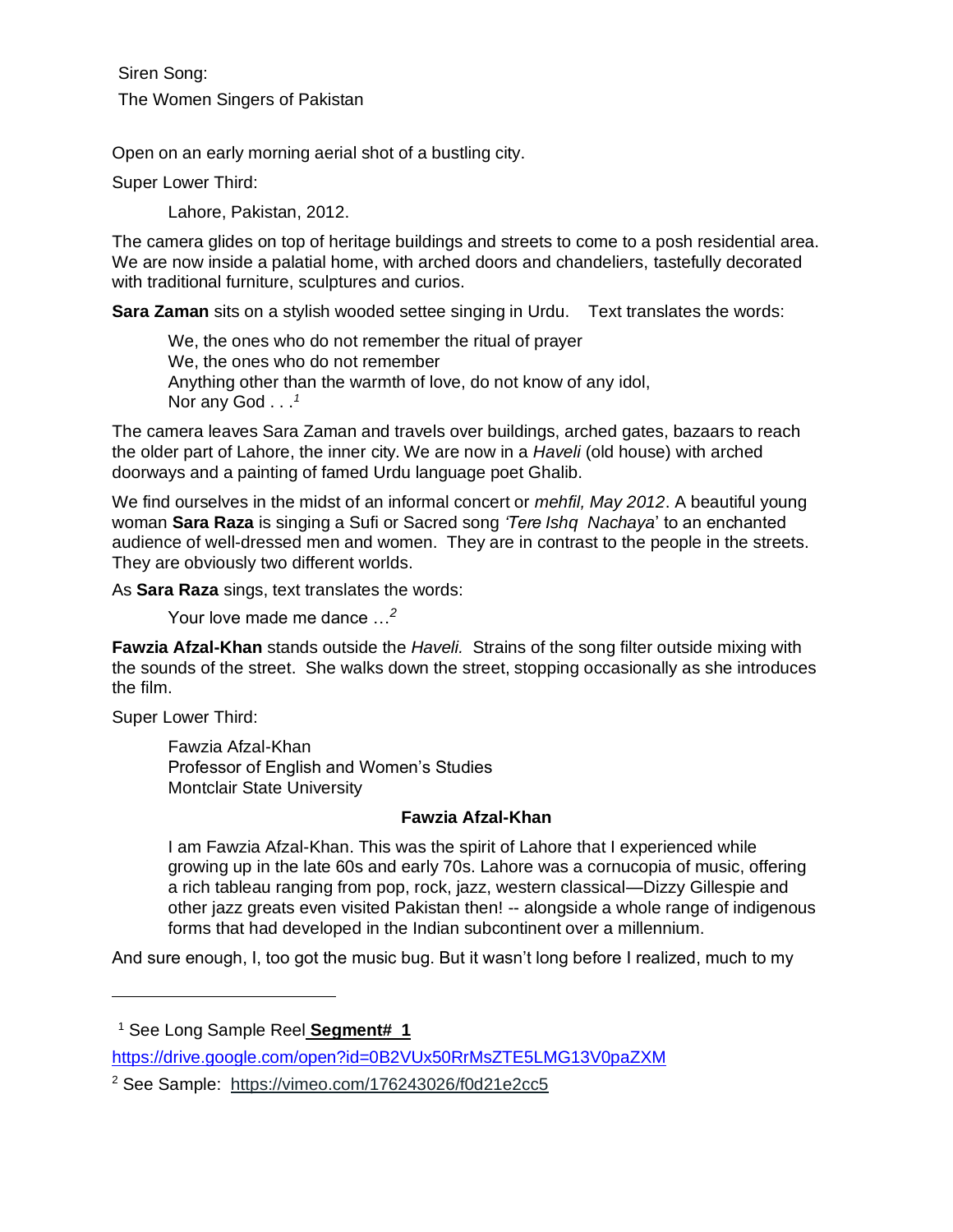Siren Song:

The Women Singers of Pakistan

Open on an early morning aerial shot of a bustling city.

Super Lower Third:

> Lahore, Pakistan, 2012.

The camera glides on top of heritage buildings and streets to come to a posh residential area. We are now inside a palatial home, with arched doors and chandeliers, tastefully decorated with traditional furniture, sculptures and curios.

**Sara Zaman** sits on a stylish wooded settee singing in Urdu. Text translates the words:

> We, the ones who do not remember the ritual of prayer
> We, the ones who do not remember
> Anything other than the warmth of love, do not know of any idol,
> Nor any God . . .[1]

The camera leaves Sara Zaman and travels over buildings, arched gates, bazaars to reach the older part of Lahore, the inner city. We are now in a *Haveli* (old house) with arched doorways and a painting of famed Urdu language poet Ghalib.

We find ourselves in the midst of an informal concert or *mehfil, May 2012*. A beautiful young woman **Sara Raza** is singing a Sufi or Sacred song *'Tere Ishq Nachaya'* to an enchanted audience of well-dressed men and women. They are in contrast to the people in the streets. They are obviously two different worlds.

As **Sara Raza** sings, text translates the words:

> Your love made me dance …[2]

**Fawzia Afzal-Khan** stands outside the *Haveli.* Strains of the song filter outside mixing with the sounds of the street. She walks down the street, stopping occasionally as she introduces the film.

Super Lower Third:

> Fawzia Afzal-Khan
> Professor of English and Women's Studies
> Montclair State University

**Fawzia Afzal-Khan**

> I am Fawzia Afzal-Khan. This was the spirit of Lahore that I experienced while growing up in the late 60s and early 70s. Lahore was a cornucopia of music, offering a rich tableau ranging from pop, rock, jazz, western classical—Dizzy Gillespie and other jazz greats even visited Pakistan then! -- alongside a whole range of indigenous forms that had developed in the Indian subcontinent over a millennium.

And sure enough, I, too got the music bug. But it wasn't long before I realized, much to my

---

[1] See Long Sample Reel **Segment# 1**
https://drive.google.com/open?id=0B2VUx50RrMsZTE5LMG13V0paZXM

[2] See Sample: https://vimeo.com/176243026/f0d21e2cc5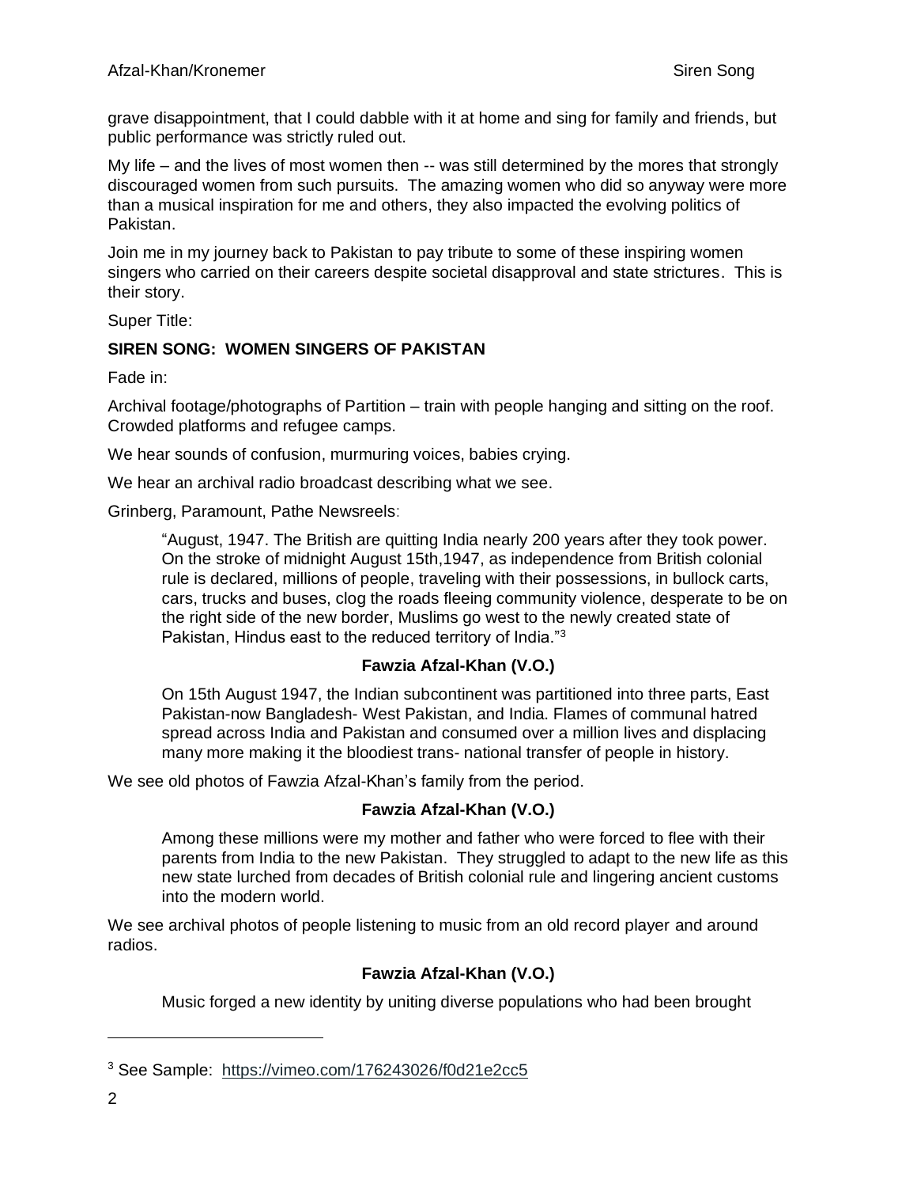grave disappointment, that I could dabble with it at home and sing for family and friends, but public performance was strictly ruled out.

My life – and the lives of most women then -- was still determined by the mores that strongly discouraged women from such pursuits. The amazing women who did so anyway were more than a musical inspiration for me and others, they also impacted the evolving politics of Pakistan.

Join me in my journey back to Pakistan to pay tribute to some of these inspiring women singers who carried on their careers despite societal disapproval and state strictures. This is their story.

Super Title:

**SIREN SONG: WOMEN SINGERS OF PAKISTAN**

Fade in:

Archival footage/photographs of Partition – train with people hanging and sitting on the roof. Crowded platforms and refugee camps.

We hear sounds of confusion, murmuring voices, babies crying.

We hear an archival radio broadcast describing what we see.

Grinberg, Paramount, Pathe Newsreels:

> "August, 1947. The British are quitting India nearly 200 years after they took power. On the stroke of midnight August 15th,1947, as independence from British colonial rule is declared, millions of people, traveling with their possessions, in bullock carts, cars, trucks and buses, clog the roads fleeing community violence, desperate to be on the right side of the new border, Muslims go west to the newly created state of Pakistan, Hindus east to the reduced territory of India."[3]

**Fawzia Afzal-Khan (V.O.)**

> On 15th August 1947, the Indian subcontinent was partitioned into three parts, East Pakistan-now Bangladesh- West Pakistan, and India. Flames of communal hatred spread across India and Pakistan and consumed over a million lives and displacing many more making it the bloodiest trans- national transfer of people in history.

We see old photos of Fawzia Afzal-Khan's family from the period.

**Fawzia Afzal-Khan (V.O.)**

> Among these millions were my mother and father who were forced to flee with their parents from India to the new Pakistan. They struggled to adapt to the new life as this new state lurched from decades of British colonial rule and lingering ancient customs into the modern world.

We see archival photos of people listening to music from an old record player and around radios.

**Fawzia Afzal-Khan (V.O.)**

> Music forged a new identity by uniting diverse populations who had been brought

---

[3] See Sample: https://vimeo.com/176243026/f0d21e2cc5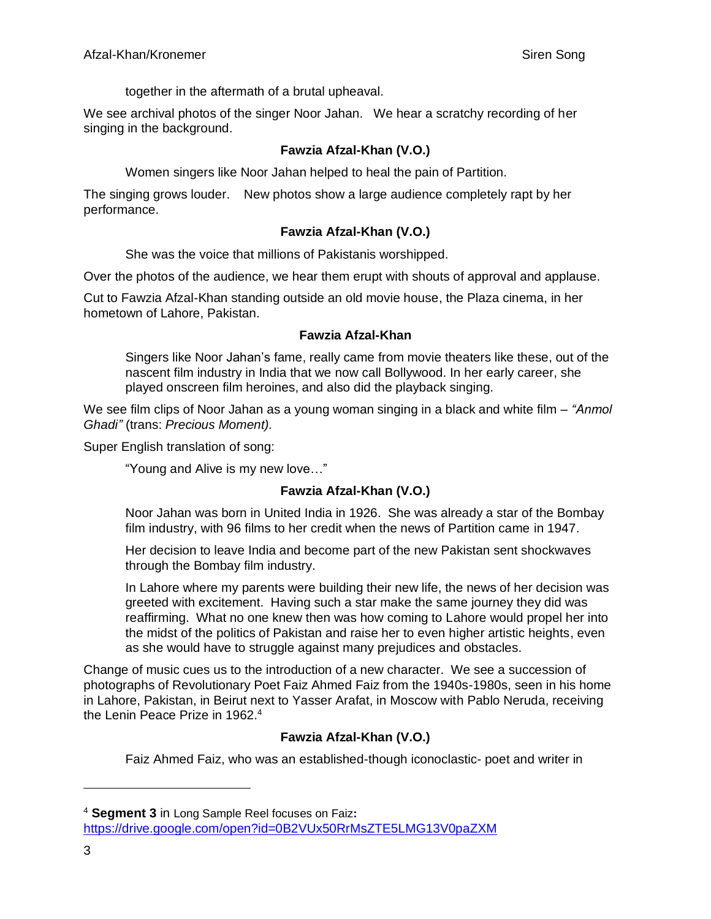together in the aftermath of a brutal upheaval.

We see archival photos of the singer Noor Jahan. We hear a scratchy recording of her singing in the background.

**Fawzia Afzal-Khan (V.O.)**

Women singers like Noor Jahan helped to heal the pain of Partition.

The singing grows louder. New photos show a large audience completely rapt by her performance.

**Fawzia Afzal-Khan (V.O.)**

She was the voice that millions of Pakistanis worshipped.

Over the photos of the audience, we hear them erupt with shouts of approval and applause.

Cut to Fawzia Afzal-Khan standing outside an old movie house, the Plaza cinema, in her hometown of Lahore, Pakistan.

**Fawzia Afzal-Khan**

Singers like Noor Jahan's fame, really came from movie theaters like these, out of the nascent film industry in India that we now call Bollywood. In her early career, she played onscreen film heroines, and also did the playback singing.

We see film clips of Noor Jahan as a young woman singing in a black and white film – *"Anmol Ghadi"* (trans: *Precious Moment).*

Super English translation of song:

"Young and Alive is my new love…"

**Fawzia Afzal-Khan (V.O.)**

Noor Jahan was born in United India in 1926. She was already a star of the Bombay film industry, with 96 films to her credit when the news of Partition came in 1947.

Her decision to leave India and become part of the new Pakistan sent shockwaves through the Bombay film industry.

In Lahore where my parents were building their new life, the news of her decision was greeted with excitement. Having such a star make the same journey they did was reaffirming. What no one knew then was how coming to Lahore would propel her into the midst of the politics of Pakistan and raise her to even higher artistic heights, even as she would have to struggle against many prejudices and obstacles.

Change of music cues us to the introduction of a new character. We see a succession of photographs of Revolutionary Poet Faiz Ahmed Faiz from the 1940s-1980s, seen in his home in Lahore, Pakistan, in Beirut next to Yasser Arafat, in Moscow with Pablo Neruda, receiving the Lenin Peace Prize in 1962.[4]

**Fawzia Afzal-Khan (V.O.)**

Faiz Ahmed Faiz, who was an established-though iconoclastic- poet and writer in

---

[4] **Segment 3** in Long Sample Reel focuses on Faiz**:** https://drive.google.com/open?id=0B2VUx50RrMsZTE5LMG13V0paZXM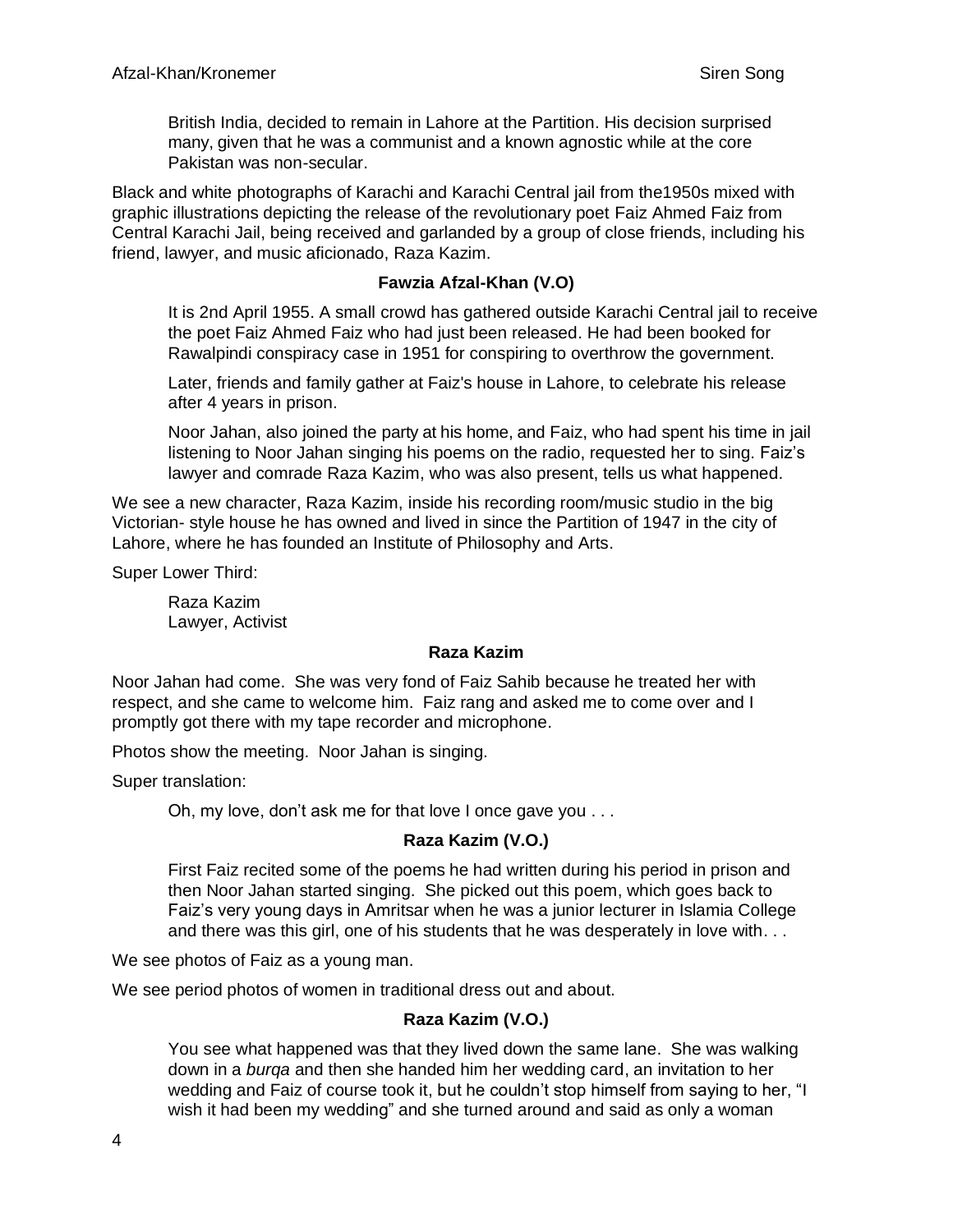British India, decided to remain in Lahore at the Partition. His decision surprised many, given that he was a communist and a known agnostic while at the core Pakistan was non-secular.

Black and white photographs of Karachi and Karachi Central jail from the1950s mixed with graphic illustrations depicting the release of the revolutionary poet Faiz Ahmed Faiz from Central Karachi Jail, being received and garlanded by a group of close friends, including his friend, lawyer, and music aficionado, Raza Kazim.

**Fawzia Afzal-Khan (V.O)**

It is 2nd April 1955. A small crowd has gathered outside Karachi Central jail to receive the poet Faiz Ahmed Faiz who had just been released. He had been booked for Rawalpindi conspiracy case in 1951 for conspiring to overthrow the government.

Later, friends and family gather at Faiz's house in Lahore, to celebrate his release after 4 years in prison.

Noor Jahan, also joined the party at his home, and Faiz, who had spent his time in jail listening to Noor Jahan singing his poems on the radio, requested her to sing. Faiz's lawyer and comrade Raza Kazim, who was also present, tells us what happened.

We see a new character, Raza Kazim, inside his recording room/music studio in the big Victorian- style house he has owned and lived in since the Partition of 1947 in the city of Lahore, where he has founded an Institute of Philosophy and Arts.

Super Lower Third:

Raza Kazim
Lawyer, Activist

**Raza Kazim**

Noor Jahan had come. She was very fond of Faiz Sahib because he treated her with respect, and she came to welcome him. Faiz rang and asked me to come over and I promptly got there with my tape recorder and microphone.

Photos show the meeting. Noor Jahan is singing.

Super translation:

Oh, my love, don't ask me for that love I once gave you . . .

**Raza Kazim (V.O.)**

First Faiz recited some of the poems he had written during his period in prison and then Noor Jahan started singing. She picked out this poem, which goes back to Faiz's very young days in Amritsar when he was a junior lecturer in Islamia College and there was this girl, one of his students that he was desperately in love with. . .

We see photos of Faiz as a young man.

We see period photos of women in traditional dress out and about.

**Raza Kazim (V.O.)**

You see what happened was that they lived down the same lane. She was walking down in a *burqa* and then she handed him her wedding card, an invitation to her wedding and Faiz of course took it, but he couldn't stop himself from saying to her, "I wish it had been my wedding" and she turned around and said as only a woman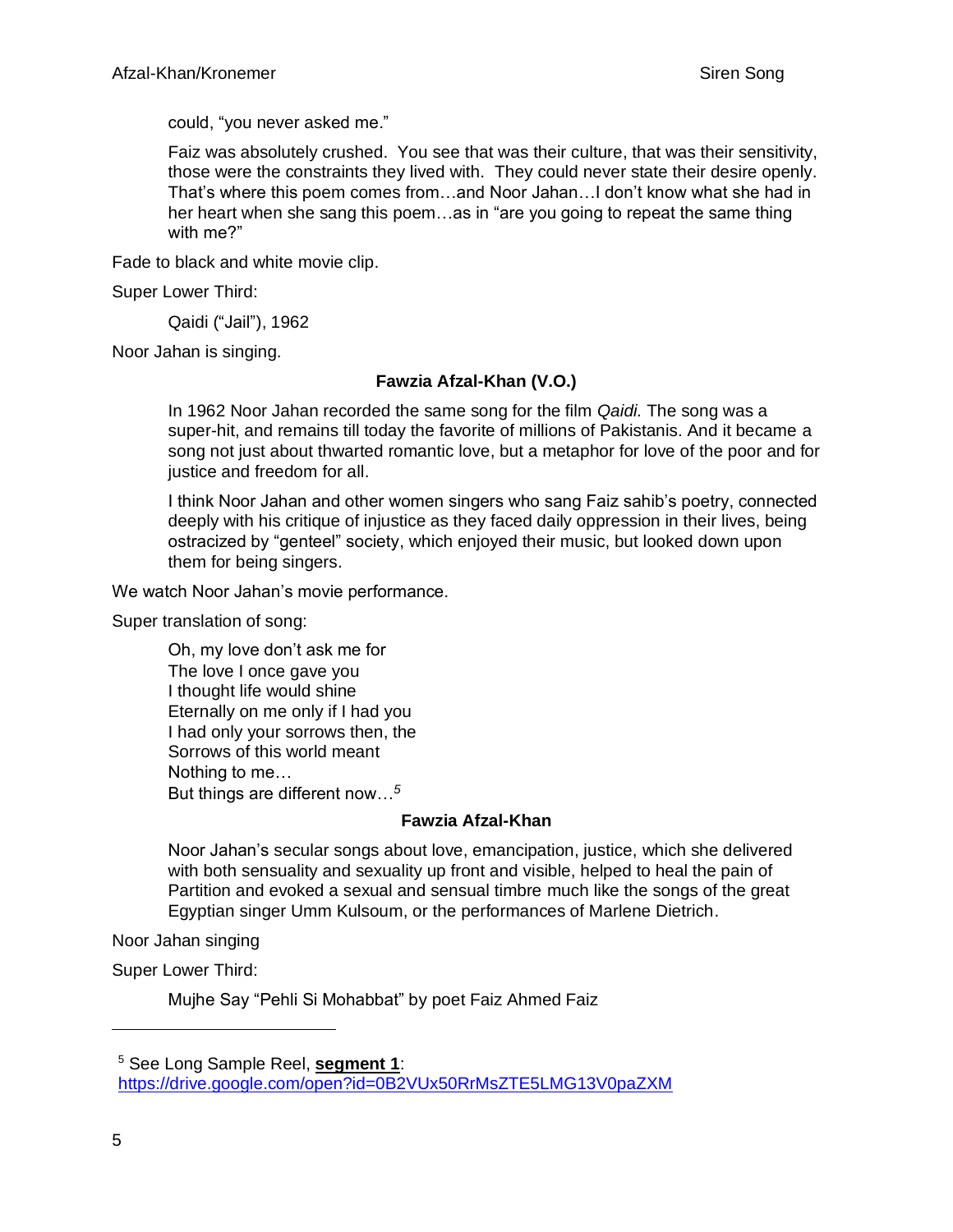could, “you never asked me.”

Faiz was absolutely crushed. You see that was their culture, that was their sensitivity, those were the constraints they lived with. They could never state their desire openly. That’s where this poem comes from…and Noor Jahan…I don’t know what she had in her heart when she sang this poem…as in “are you going to repeat the same thing with me?”

Fade to black and white movie clip.

Super Lower Third:

Qaidi (“Jail”), 1962

Noor Jahan is singing.

**Fawzia Afzal-Khan (V.O.)**

In 1962 Noor Jahan recorded the same song for the film *Qaidi.* The song was a super-hit, and remains till today the favorite of millions of Pakistanis. And it became a song not just about thwarted romantic love, but a metaphor for love of the poor and for justice and freedom for all.

I think Noor Jahan and other women singers who sang Faiz sahib’s poetry, connected deeply with his critique of injustice as they faced daily oppression in their lives, being ostracized by “genteel” society, which enjoyed their music, but looked down upon them for being singers.

We watch Noor Jahan’s movie performance.

Super translation of song:

Oh, my love don’t ask me for  
The love I once gave you  
I thought life would shine  
Eternally on me only if I had you  
I had only your sorrows then, the  
Sorrows of this world meant  
Nothing to me…  
But things are different now…[5]

**Fawzia Afzal-Khan**

Noor Jahan’s secular songs about love, emancipation, justice, which she delivered with both sensuality and sexuality up front and visible, helped to heal the pain of Partition and evoked a sexual and sensual timbre much like the songs of the great Egyptian singer Umm Kulsoum, or the performances of Marlene Dietrich.

Noor Jahan singing

Super Lower Third:

Mujhe Say “Pehli Si Mohabbat” by poet Faiz Ahmed Faiz

---

[5] See Long Sample Reel, **segment 1**: https://drive.google.com/open?id=0B2VUx50RrMsZTE5LMG13V0paZXM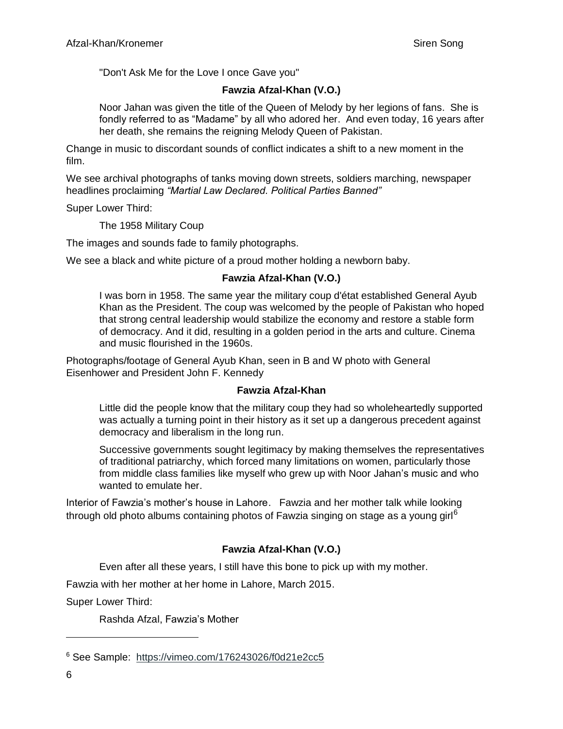"Don't Ask Me for the Love I once Gave you"

**Fawzia Afzal-Khan (V.O.)**

Noor Jahan was given the title of the Queen of Melody by her legions of fans. She is fondly referred to as "Madame" by all who adored her. And even today, 16 years after her death, she remains the reigning Melody Queen of Pakistan.

Change in music to discordant sounds of conflict indicates a shift to a new moment in the film.

We see archival photographs of tanks moving down streets, soldiers marching, newspaper headlines proclaiming *"Martial Law Declared. Political Parties Banned"*

Super Lower Third:

The 1958 Military Coup

The images and sounds fade to family photographs.

We see a black and white picture of a proud mother holding a newborn baby.

**Fawzia Afzal-Khan (V.O.)**

I was born in 1958. The same year the military coup d'état established General Ayub Khan as the President. The coup was welcomed by the people of Pakistan who hoped that strong central leadership would stabilize the economy and restore a stable form of democracy. And it did, resulting in a golden period in the arts and culture. Cinema and music flourished in the 1960s.

Photographs/footage of General Ayub Khan, seen in B and W photo with General Eisenhower and President John F. Kennedy

**Fawzia Afzal-Khan**

Little did the people know that the military coup they had so wholeheartedly supported was actually a turning point in their history as it set up a dangerous precedent against democracy and liberalism in the long run.

Successive governments sought legitimacy by making themselves the representatives of traditional patriarchy, which forced many limitations on women, particularly those from middle class families like myself who grew up with Noor Jahan's music and who wanted to emulate her.

Interior of Fawzia's mother's house in Lahore. Fawzia and her mother talk while looking through old photo albums containing photos of Fawzia singing on stage as a young girl[6]

**Fawzia Afzal-Khan (V.O.)**

Even after all these years, I still have this bone to pick up with my mother.

Fawzia with her mother at her home in Lahore, March 2015.

Super Lower Third:

Rashda Afzal, Fawzia's Mother

---

[6] See Sample: https://vimeo.com/176243026/f0d21e2cc5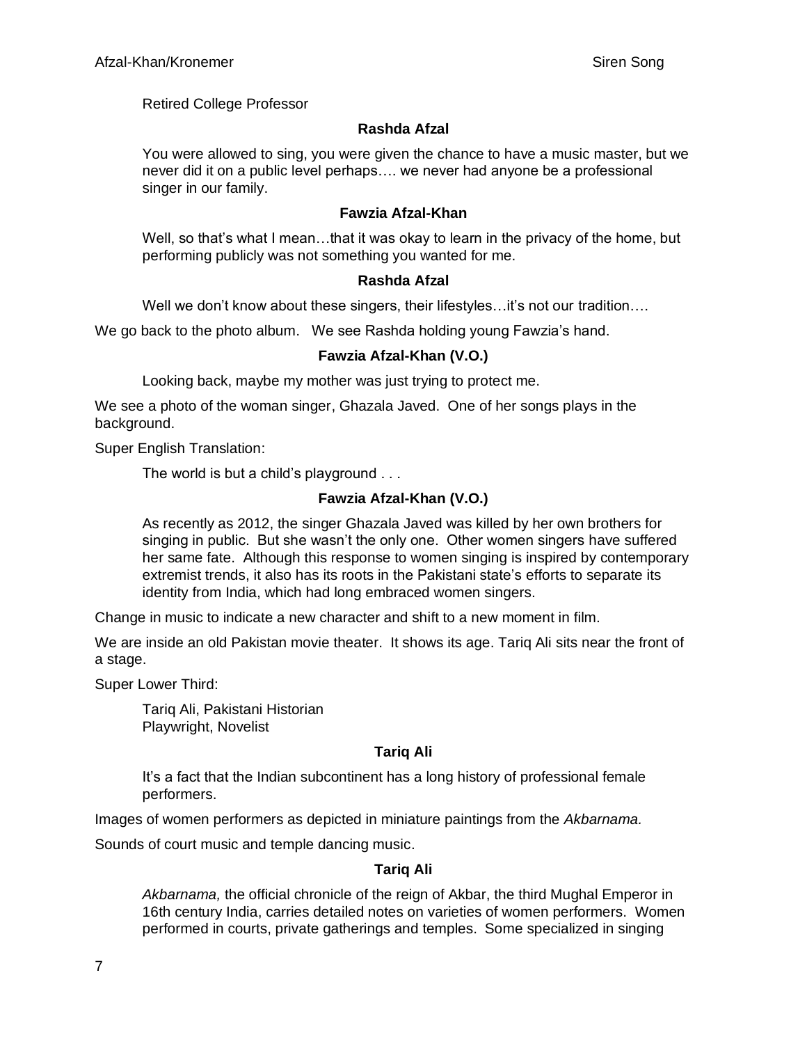Retired College Professor

**Rashda Afzal**

You were allowed to sing, you were given the chance to have a music master, but we never did it on a public level perhaps…. we never had anyone be a professional singer in our family.

**Fawzia Afzal-Khan**

Well, so that's what I mean…that it was okay to learn in the privacy of the home, but performing publicly was not something you wanted for me.

**Rashda Afzal**

Well we don't know about these singers, their lifestyles…it's not our tradition….

We go back to the photo album. We see Rashda holding young Fawzia's hand.

**Fawzia Afzal-Khan (V.O.)**

Looking back, maybe my mother was just trying to protect me.

We see a photo of the woman singer, Ghazala Javed. One of her songs plays in the background.

Super English Translation:

The world is but a child's playground . . .

**Fawzia Afzal-Khan (V.O.)**

As recently as 2012, the singer Ghazala Javed was killed by her own brothers for singing in public. But she wasn't the only one. Other women singers have suffered her same fate. Although this response to women singing is inspired by contemporary extremist trends, it also has its roots in the Pakistani state's efforts to separate its identity from India, which had long embraced women singers.

Change in music to indicate a new character and shift to a new moment in film.

We are inside an old Pakistan movie theater. It shows its age. Tariq Ali sits near the front of a stage.

Super Lower Third:

Tariq Ali, Pakistani Historian
Playwright, Novelist

**Tariq Ali**

It's a fact that the Indian subcontinent has a long history of professional female performers.

Images of women performers as depicted in miniature paintings from the *Akbarnama.*

Sounds of court music and temple dancing music.

**Tariq Ali**

*Akbarnama,* the official chronicle of the reign of Akbar, the third Mughal Emperor in 16th century India, carries detailed notes on varieties of women performers. Women performed in courts, private gatherings and temples. Some specialized in singing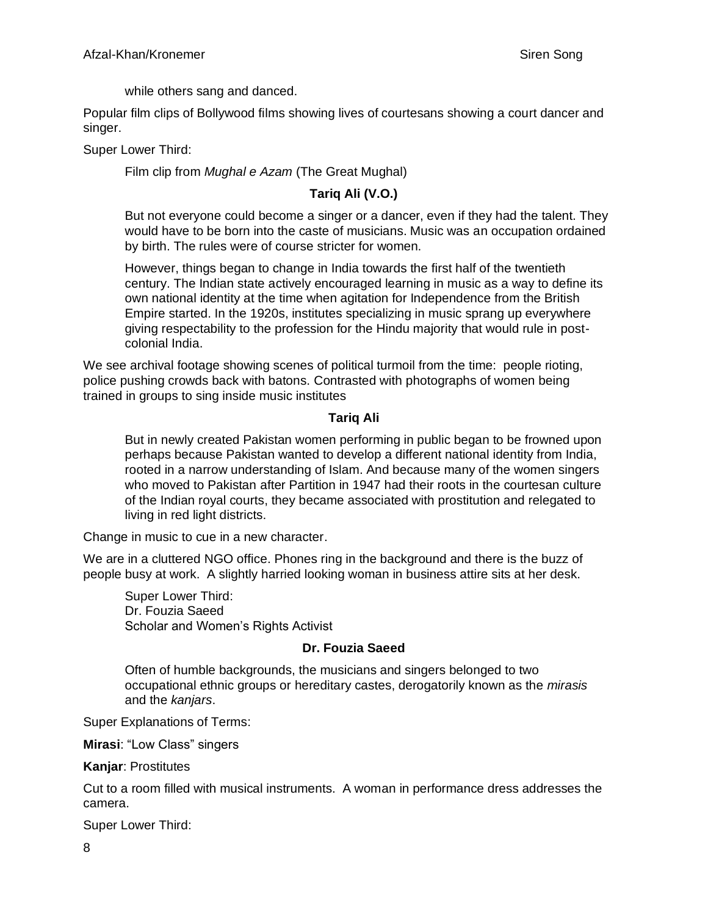while others sang and danced.

Popular film clips of Bollywood films showing lives of courtesans showing a court dancer and singer.

Super Lower Third:

Film clip from *Mughal e Azam* (The Great Mughal)

**Tariq Ali (V.O.)**

But not everyone could become a singer or a dancer, even if they had the talent. They would have to be born into the caste of musicians. Music was an occupation ordained by birth. The rules were of course stricter for women.

However, things began to change in India towards the first half of the twentieth century. The Indian state actively encouraged learning in music as a way to define its own national identity at the time when agitation for Independence from the British Empire started. In the 1920s, institutes specializing in music sprang up everywhere giving respectability to the profession for the Hindu majority that would rule in post-colonial India.

We see archival footage showing scenes of political turmoil from the time: people rioting, police pushing crowds back with batons. Contrasted with photographs of women being trained in groups to sing inside music institutes

**Tariq Ali**

But in newly created Pakistan women performing in public began to be frowned upon perhaps because Pakistan wanted to develop a different national identity from India, rooted in a narrow understanding of Islam. And because many of the women singers who moved to Pakistan after Partition in 1947 had their roots in the courtesan culture of the Indian royal courts, they became associated with prostitution and relegated to living in red light districts.

Change in music to cue in a new character.

We are in a cluttered NGO office. Phones ring in the background and there is the buzz of people busy at work. A slightly harried looking woman in business attire sits at her desk.

Super Lower Third:
Dr. Fouzia Saeed
Scholar and Women's Rights Activist

**Dr. Fouzia Saeed**

Often of humble backgrounds, the musicians and singers belonged to two occupational ethnic groups or hereditary castes, derogatorily known as the *mirasis* and the *kanjars*.

Super Explanations of Terms:

**Mirasi**: "Low Class" singers

**Kanjar**: Prostitutes

Cut to a room filled with musical instruments. A woman in performance dress addresses the camera.

Super Lower Third: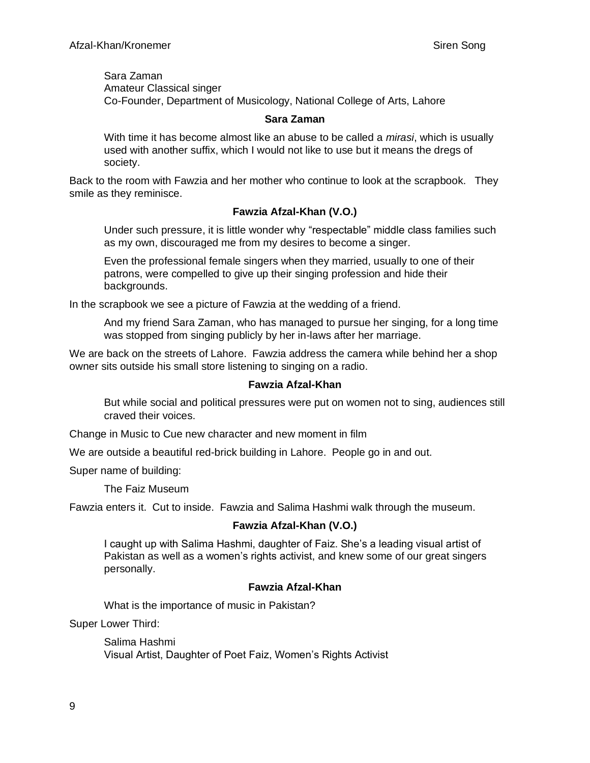Sara Zaman
Amateur Classical singer
Co-Founder, Department of Musicology, National College of Arts, Lahore

**Sara Zaman**

With time it has become almost like an abuse to be called a *mirasi*, which is usually used with another suffix, which I would not like to use but it means the dregs of society.

Back to the room with Fawzia and her mother who continue to look at the scrapbook. They smile as they reminisce.

**Fawzia Afzal-Khan (V.O.)**

Under such pressure, it is little wonder why "respectable" middle class families such as my own, discouraged me from my desires to become a singer.

Even the professional female singers when they married, usually to one of their patrons, were compelled to give up their singing profession and hide their backgrounds.

In the scrapbook we see a picture of Fawzia at the wedding of a friend.

And my friend Sara Zaman, who has managed to pursue her singing, for a long time was stopped from singing publicly by her in-laws after her marriage.

We are back on the streets of Lahore. Fawzia address the camera while behind her a shop owner sits outside his small store listening to singing on a radio.

**Fawzia Afzal-Khan**

But while social and political pressures were put on women not to sing, audiences still craved their voices.

Change in Music to Cue new character and new moment in film

We are outside a beautiful red-brick building in Lahore. People go in and out.

Super name of building:

The Faiz Museum

Fawzia enters it. Cut to inside. Fawzia and Salima Hashmi walk through the museum.

**Fawzia Afzal-Khan (V.O.)**

I caught up with Salima Hashmi, daughter of Faiz. She's a leading visual artist of Pakistan as well as a women's rights activist, and knew some of our great singers personally.

**Fawzia Afzal-Khan**

What is the importance of music in Pakistan?

Super Lower Third:

Salima Hashmi
Visual Artist, Daughter of Poet Faiz, Women's Rights Activist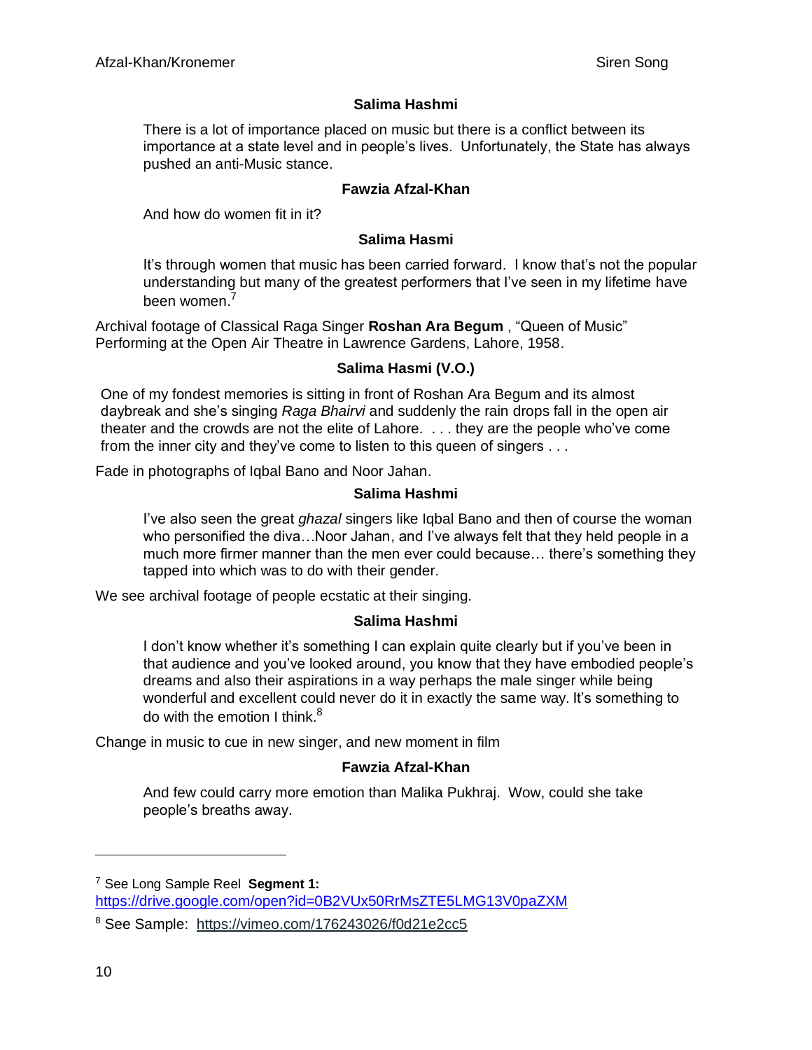**Salima Hashmi**

There is a lot of importance placed on music but there is a conflict between its importance at a state level and in people's lives. Unfortunately, the State has always pushed an anti-Music stance.

**Fawzia Afzal-Khan**

And how do women fit in it?

**Salima Hasmi**

It's through women that music has been carried forward. I know that's not the popular understanding but many of the greatest performers that I've seen in my lifetime have been women.[7]

Archival footage of Classical Raga Singer **Roshan Ara Begum** , "Queen of Music" Performing at the Open Air Theatre in Lawrence Gardens, Lahore, 1958.

**Salima Hasmi (V.O.)**

One of my fondest memories is sitting in front of Roshan Ara Begum and its almost daybreak and she's singing *Raga Bhairvi* and suddenly the rain drops fall in the open air theater and the crowds are not the elite of Lahore. . . . they are the people who've come from the inner city and they've come to listen to this queen of singers . . .

Fade in photographs of Iqbal Bano and Noor Jahan.

**Salima Hashmi**

I've also seen the great *ghazal* singers like Iqbal Bano and then of course the woman who personified the diva…Noor Jahan, and I've always felt that they held people in a much more firmer manner than the men ever could because… there's something they tapped into which was to do with their gender.

We see archival footage of people ecstatic at their singing.

**Salima Hashmi**

I don't know whether it's something I can explain quite clearly but if you've been in that audience and you've looked around, you know that they have embodied people's dreams and also their aspirations in a way perhaps the male singer while being wonderful and excellent could never do it in exactly the same way. It's something to do with the emotion I think.[8]

Change in music to cue in new singer, and new moment in film

**Fawzia Afzal-Khan**

And few could carry more emotion than Malika Pukhraj. Wow, could she take people's breaths away.

---

[7] See Long Sample Reel **Segment 1:** https://drive.google.com/open?id=0B2VUx50RrMsZTE5LMG13V0paZXM

[8] See Sample: https://vimeo.com/176243026/f0d21e2cc5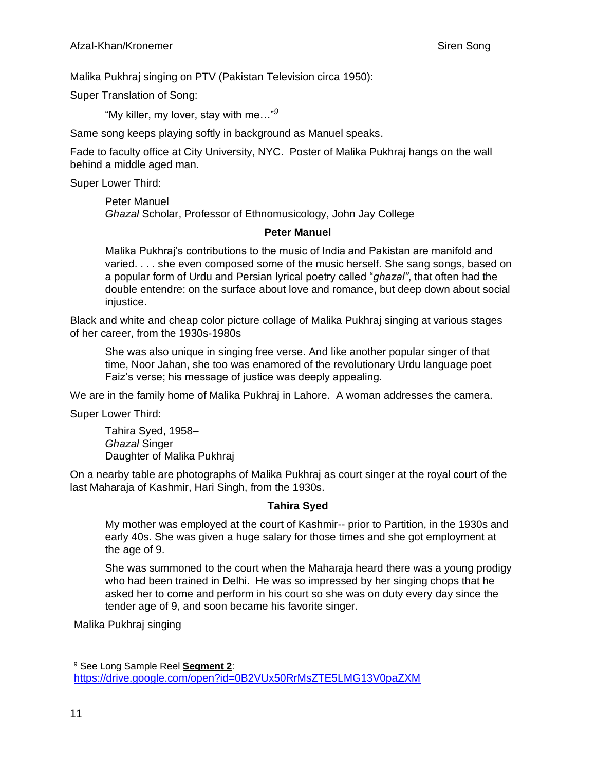Malika Pukhraj singing on PTV (Pakistan Television circa 1950):

Super Translation of Song:

> "My killer, my lover, stay with me…"[9]

Same song keeps playing softly in background as Manuel speaks.

Fade to faculty office at City University, NYC. Poster of Malika Pukhraj hangs on the wall behind a middle aged man.

Super Lower Third:

> Peter Manuel
> *Ghazal* Scholar, Professor of Ethnomusicology, John Jay College

**Peter Manuel**

> Malika Pukhraj's contributions to the music of India and Pakistan are manifold and varied. . . . she even composed some of the music herself. She sang songs, based on a popular form of Urdu and Persian lyrical poetry called "*ghazal"*, that often had the double entendre: on the surface about love and romance, but deep down about social injustice.

Black and white and cheap color picture collage of Malika Pukhraj singing at various stages of her career, from the 1930s-1980s

> She was also unique in singing free verse. And like another popular singer of that time, Noor Jahan, she too was enamored of the revolutionary Urdu language poet Faiz's verse; his message of justice was deeply appealing.

We are in the family home of Malika Pukhraj in Lahore. A woman addresses the camera.

Super Lower Third:

> Tahira Syed, 1958–
> *Ghazal* Singer
> Daughter of Malika Pukhraj

On a nearby table are photographs of Malika Pukhraj as court singer at the royal court of the last Maharaja of Kashmir, Hari Singh, from the 1930s.

**Tahira Syed**

> My mother was employed at the court of Kashmir-- prior to Partition, in the 1930s and early 40s. She was given a huge salary for those times and she got employment at the age of 9.
>
> She was summoned to the court when the Maharaja heard there was a young prodigy who had been trained in Delhi. He was so impressed by her singing chops that he asked her to come and perform in his court so she was on duty every day since the tender age of 9, and soon became his favorite singer.

Malika Pukhraj singing

---

[9] See Long Sample Reel **Segment 2**: https://drive.google.com/open?id=0B2VUx50RrMsZTE5LMG13V0paZXM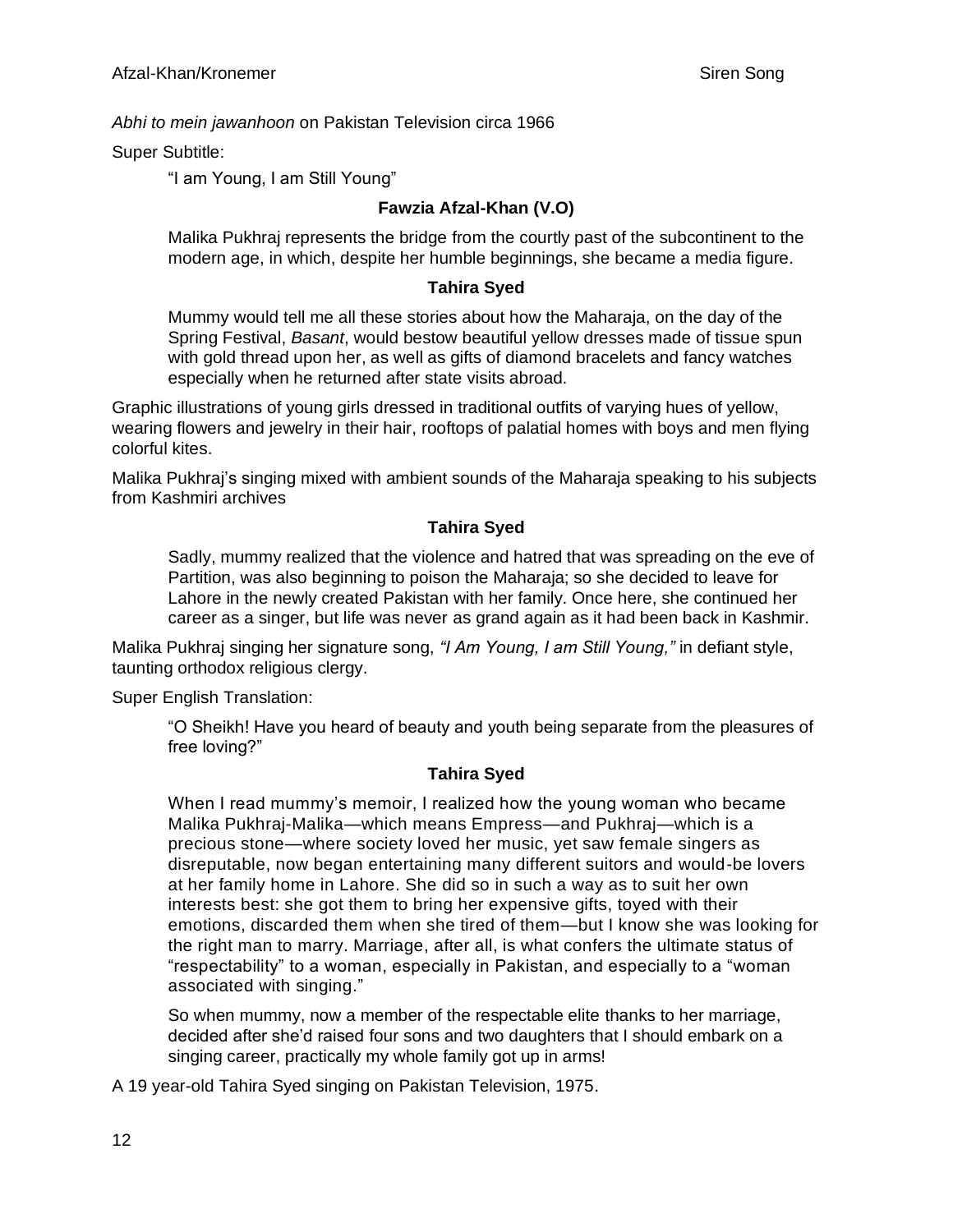*Abhi to mein jawanhoon* on Pakistan Television circa 1966

Super Subtitle:

> "I am Young, I am Still Young"

**Fawzia Afzal-Khan (V.O)**

> Malika Pukhraj represents the bridge from the courtly past of the subcontinent to the modern age, in which, despite her humble beginnings, she became a media figure.

**Tahira Syed**

> Mummy would tell me all these stories about how the Maharaja, on the day of the Spring Festival, *Basant*, would bestow beautiful yellow dresses made of tissue spun with gold thread upon her, as well as gifts of diamond bracelets and fancy watches especially when he returned after state visits abroad.

Graphic illustrations of young girls dressed in traditional outfits of varying hues of yellow, wearing flowers and jewelry in their hair, rooftops of palatial homes with boys and men flying colorful kites.

Malika Pukhraj's singing mixed with ambient sounds of the Maharaja speaking to his subjects from Kashmiri archives

**Tahira Syed**

> Sadly, mummy realized that the violence and hatred that was spreading on the eve of Partition, was also beginning to poison the Maharaja; so she decided to leave for Lahore in the newly created Pakistan with her family. Once here, she continued her career as a singer, but life was never as grand again as it had been back in Kashmir.

Malika Pukhraj singing her signature song, *"I Am Young, I am Still Young,"* in defiant style, taunting orthodox religious clergy.

Super English Translation:

> "O Sheikh! Have you heard of beauty and youth being separate from the pleasures of free loving?"

**Tahira Syed**

> When I read mummy's memoir, I realized how the young woman who became Malika Pukhraj-Malika—which means Empress—and Pukhraj—which is a precious stone—where society loved her music, yet saw female singers as disreputable, now began entertaining many different suitors and would-be lovers at her family home in Lahore. She did so in such a way as to suit her own interests best: she got them to bring her expensive gifts, toyed with their emotions, discarded them when she tired of them—but I know she was looking for the right man to marry. Marriage, after all, is what confers the ultimate status of "respectability" to a woman, especially in Pakistan, and especially to a "woman associated with singing."
>
> So when mummy, now a member of the respectable elite thanks to her marriage, decided after she'd raised four sons and two daughters that I should embark on a singing career, practically my whole family got up in arms!

A 19 year-old Tahira Syed singing on Pakistan Television, 1975.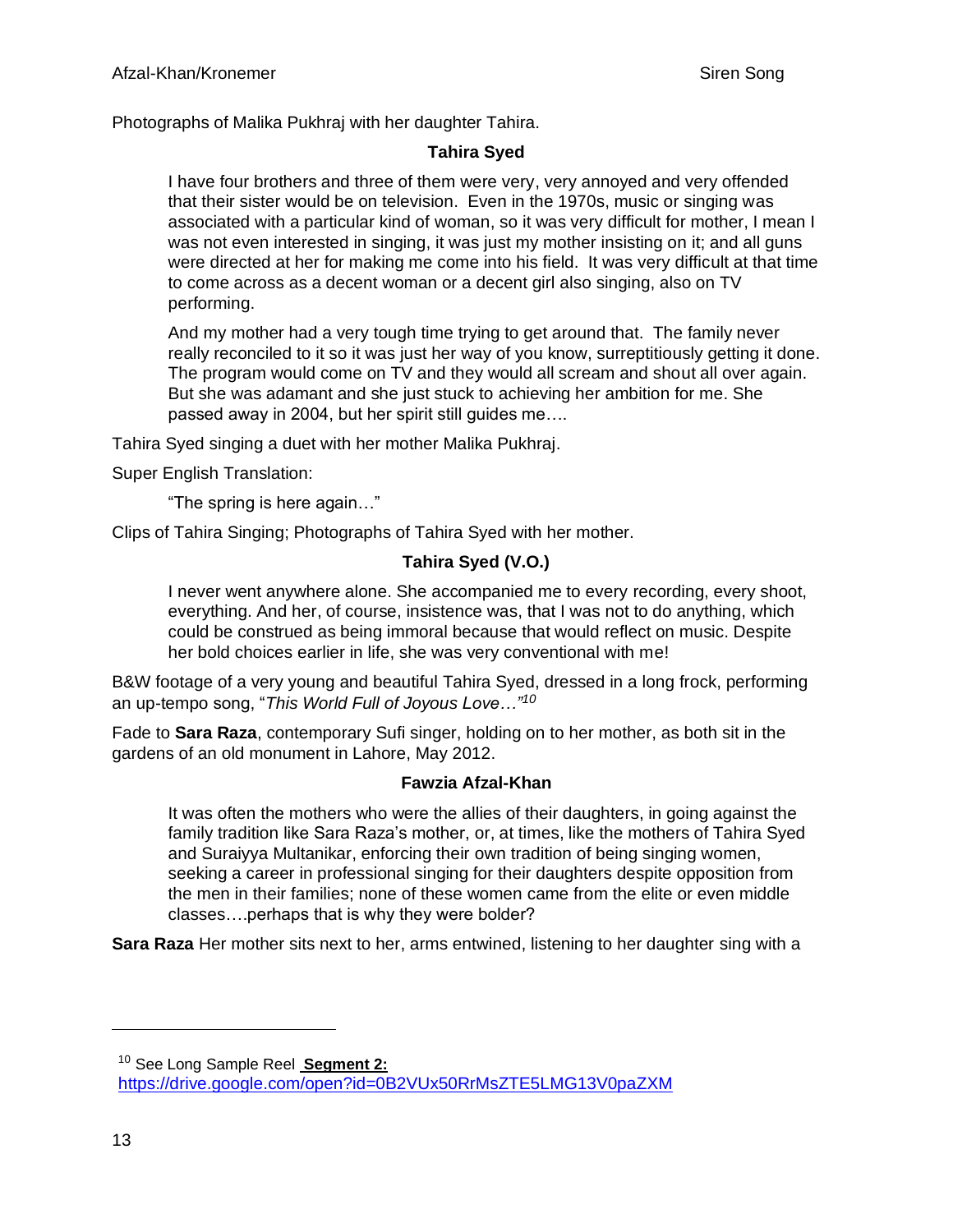Photographs of Malika Pukhraj with her daughter Tahira.

**Tahira Syed**

> I have four brothers and three of them were very, very annoyed and very offended that their sister would be on television. Even in the 1970s, music or singing was associated with a particular kind of woman, so it was very difficult for mother, I mean I was not even interested in singing, it was just my mother insisting on it; and all guns were directed at her for making me come into his field. It was very difficult at that time to come across as a decent woman or a decent girl also singing, also on TV performing.
>
> And my mother had a very tough time trying to get around that. The family never really reconciled to it so it was just her way of you know, surreptitiously getting it done. The program would come on TV and they would all scream and shout all over again. But she was adamant and she just stuck to achieving her ambition for me. She passed away in 2004, but her spirit still guides me….

Tahira Syed singing a duet with her mother Malika Pukhraj.

Super English Translation:

> “The spring is here again…”

Clips of Tahira Singing; Photographs of Tahira Syed with her mother.

**Tahira Syed (V.O.)**

> I never went anywhere alone. She accompanied me to every recording, every shoot, everything. And her, of course, insistence was, that I was not to do anything, which could be construed as being immoral because that would reflect on music. Despite her bold choices earlier in life, she was very conventional with me!

B&W footage of a very young and beautiful Tahira Syed, dressed in a long frock, performing an up-tempo song, “*This World Full of Joyous Love…”*[10]

Fade to **Sara Raza**, contemporary Sufi singer, holding on to her mother, as both sit in the gardens of an old monument in Lahore, May 2012.

**Fawzia Afzal-Khan**

> It was often the mothers who were the allies of their daughters, in going against the family tradition like Sara Raza’s mother, or, at times, like the mothers of Tahira Syed and Suraiyya Multanikar, enforcing their own tradition of being singing women, seeking a career in professional singing for their daughters despite opposition from the men in their families; none of these women came from the elite or even middle classes….perhaps that is why they were bolder?

**Sara Raza** Her mother sits next to her, arms entwined, listening to her daughter sing with a

---

[10] See Long Sample Reel **Segment 2:** https://drive.google.com/open?id=0B2VUx50RrMsZTE5LMG13V0paZXM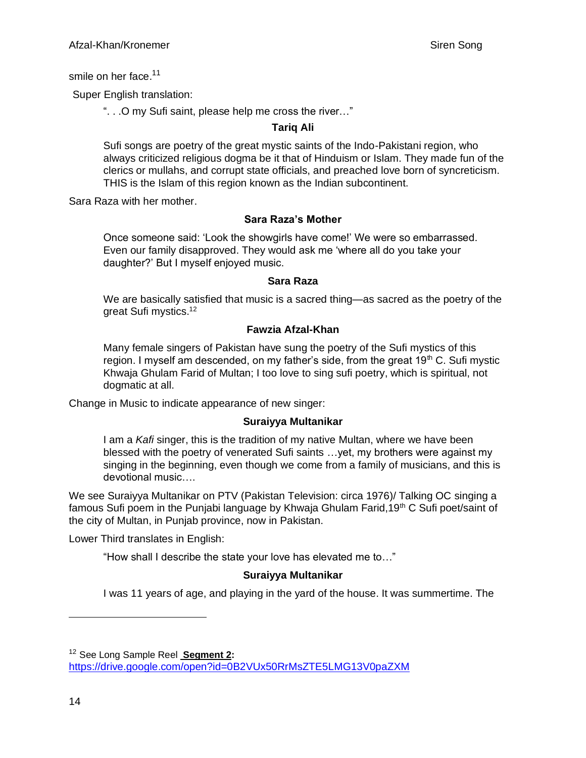smile on her face.[11]

Super English translation:

> ". . .O my Sufi saint, please help me cross the river…"

**Tariq Ali**

> Sufi songs are poetry of the great mystic saints of the Indo-Pakistani region, who always criticized religious dogma be it that of Hinduism or Islam. They made fun of the clerics or mullahs, and corrupt state officials, and preached love born of syncreticism. THIS is the Islam of this region known as the Indian subcontinent.

Sara Raza with her mother.

**Sara Raza's Mother**

> Once someone said: 'Look the showgirls have come!' We were so embarrassed. Even our family disapproved. They would ask me 'where all do you take your daughter?' But I myself enjoyed music.

**Sara Raza**

> We are basically satisfied that music is a sacred thing—as sacred as the poetry of the great Sufi mystics.[12]

**Fawzia Afzal-Khan**

> Many female singers of Pakistan have sung the poetry of the Sufi mystics of this region. I myself am descended, on my father's side, from the great 19th C. Sufi mystic Khwaja Ghulam Farid of Multan; I too love to sing sufi poetry, which is spiritual, not dogmatic at all.

Change in Music to indicate appearance of new singer:

**Suraiyya Multanikar**

> I am a *Kafi* singer, this is the tradition of my native Multan, where we have been blessed with the poetry of venerated Sufi saints …yet, my brothers were against my singing in the beginning, even though we come from a family of musicians, and this is devotional music….

We see Suraiyya Multanikar on PTV (Pakistan Television: circa 1976)/ Talking OC singing a famous Sufi poem in the Punjabi language by Khwaja Ghulam Farid,19th C Sufi poet/saint of the city of Multan, in Punjab province, now in Pakistan.

Lower Third translates in English:

> "How shall I describe the state your love has elevated me to…"

**Suraiyya Multanikar**

> I was 11 years of age, and playing in the yard of the house. It was summertime. The

---

[12] See Long Sample Reel **Segment 2:** https://drive.google.com/open?id=0B2VUx50RrMsZTE5LMG13V0paZXM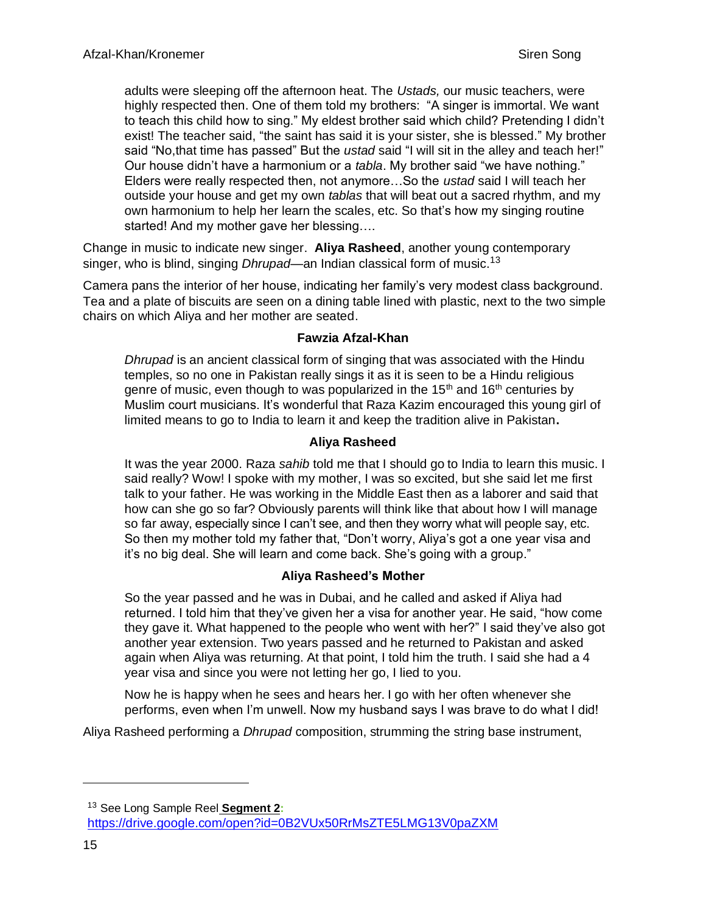adults were sleeping off the afternoon heat. The *Ustads,* our music teachers, were highly respected then. One of them told my brothers: "A singer is immortal. We want to teach this child how to sing." My eldest brother said which child? Pretending I didn't exist! The teacher said, "the saint has said it is your sister, she is blessed." My brother said "No,that time has passed" But the *ustad* said "I will sit in the alley and teach her!" Our house didn't have a harmonium or a *tabla*. My brother said "we have nothing." Elders were really respected then, not anymore…So the *ustad* said I will teach her outside your house and get my own *tablas* that will beat out a sacred rhythm, and my own harmonium to help her learn the scales, etc. So that's how my singing routine started! And my mother gave her blessing….

Change in music to indicate new singer. **Aliya Rasheed**, another young contemporary singer, who is blind, singing *Dhrupad*—an Indian classical form of music.[13]

Camera pans the interior of her house, indicating her family's very modest class background. Tea and a plate of biscuits are seen on a dining table lined with plastic, next to the two simple chairs on which Aliya and her mother are seated.

**Fawzia Afzal-Khan**

*Dhrupad* is an ancient classical form of singing that was associated with the Hindu temples, so no one in Pakistan really sings it as it is seen to be a Hindu religious genre of music, even though to was popularized in the 15th and 16th centuries by Muslim court musicians. It's wonderful that Raza Kazim encouraged this young girl of limited means to go to India to learn it and keep the tradition alive in Pakistan**.**

**Aliya Rasheed**

It was the year 2000. Raza *sahib* told me that I should go to India to learn this music. I said really? Wow! I spoke with my mother, I was so excited, but she said let me first talk to your father. He was working in the Middle East then as a laborer and said that how can she go so far? Obviously parents will think like that about how I will manage so far away, especially since I can't see, and then they worry what will people say, etc. So then my mother told my father that, "Don't worry, Aliya's got a one year visa and it's no big deal. She will learn and come back. She's going with a group."

**Aliya Rasheed's Mother**

So the year passed and he was in Dubai, and he called and asked if Aliya had returned. I told him that they've given her a visa for another year. He said, "how come they gave it. What happened to the people who went with her?" I said they've also got another year extension. Two years passed and he returned to Pakistan and asked again when Aliya was returning. At that point, I told him the truth. I said she had a 4 year visa and since you were not letting her go, I lied to you.

Now he is happy when he sees and hears her. I go with her often whenever she performs, even when I'm unwell. Now my husband says I was brave to do what I did!

Aliya Rasheed performing a *Dhrupad* composition, strumming the string base instrument,

---

[13] See Long Sample Reel **Segment 2:** https://drive.google.com/open?id=0B2VUx50RrMsZTE5LMG13V0paZXM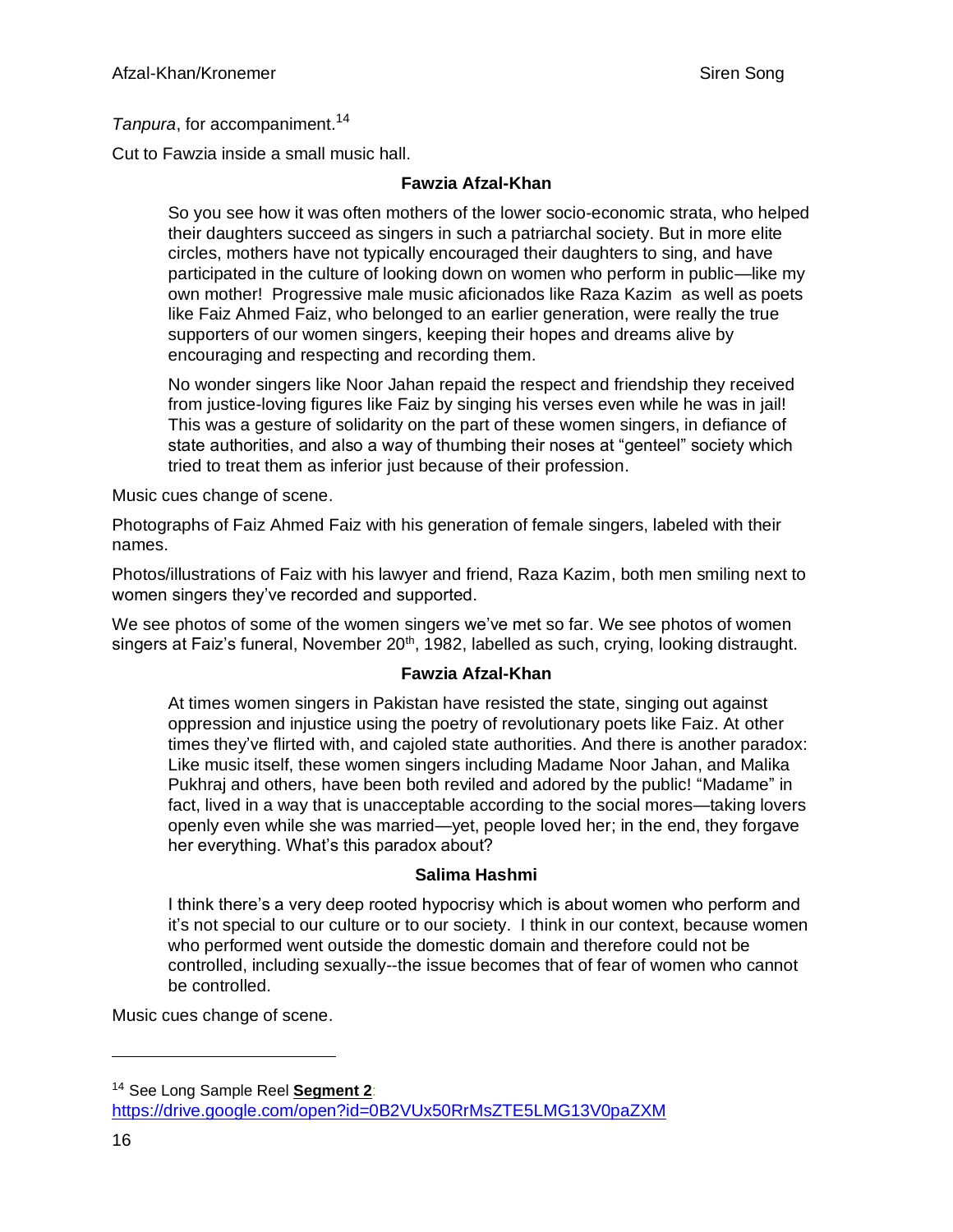*Tanpura*, for accompaniment.[14]

Cut to Fawzia inside a small music hall.

**Fawzia Afzal-Khan**

> So you see how it was often mothers of the lower socio-economic strata, who helped their daughters succeed as singers in such a patriarchal society. But in more elite circles, mothers have not typically encouraged their daughters to sing, and have participated in the culture of looking down on women who perform in public—like my own mother! Progressive male music aficionados like Raza Kazim as well as poets like Faiz Ahmed Faiz, who belonged to an earlier generation, were really the true supporters of our women singers, keeping their hopes and dreams alive by encouraging and respecting and recording them.
>
> No wonder singers like Noor Jahan repaid the respect and friendship they received from justice-loving figures like Faiz by singing his verses even while he was in jail! This was a gesture of solidarity on the part of these women singers, in defiance of state authorities, and also a way of thumbing their noses at "genteel" society which tried to treat them as inferior just because of their profession.

Music cues change of scene.

Photographs of Faiz Ahmed Faiz with his generation of female singers, labeled with their names.

Photos/illustrations of Faiz with his lawyer and friend, Raza Kazim, both men smiling next to women singers they've recorded and supported.

We see photos of some of the women singers we've met so far. We see photos of women singers at Faiz's funeral, November 20th, 1982, labelled as such, crying, looking distraught.

**Fawzia Afzal-Khan**

> At times women singers in Pakistan have resisted the state, singing out against oppression and injustice using the poetry of revolutionary poets like Faiz. At other times they've flirted with, and cajoled state authorities. And there is another paradox: Like music itself, these women singers including Madame Noor Jahan, and Malika Pukhraj and others, have been both reviled and adored by the public! "Madame" in fact, lived in a way that is unacceptable according to the social mores—taking lovers openly even while she was married—yet, people loved her; in the end, they forgave her everything. What's this paradox about?

**Salima Hashmi**

> I think there's a very deep rooted hypocrisy which is about women who perform and it's not special to our culture or to our society. I think in our context, because women who performed went outside the domestic domain and therefore could not be controlled, including sexually--the issue becomes that of fear of women who cannot be controlled.

Music cues change of scene.

---

[14] See Long Sample Reel **Segment 2**: https://drive.google.com/open?id=0B2VUx50RrMsZTE5LMG13V0paZXM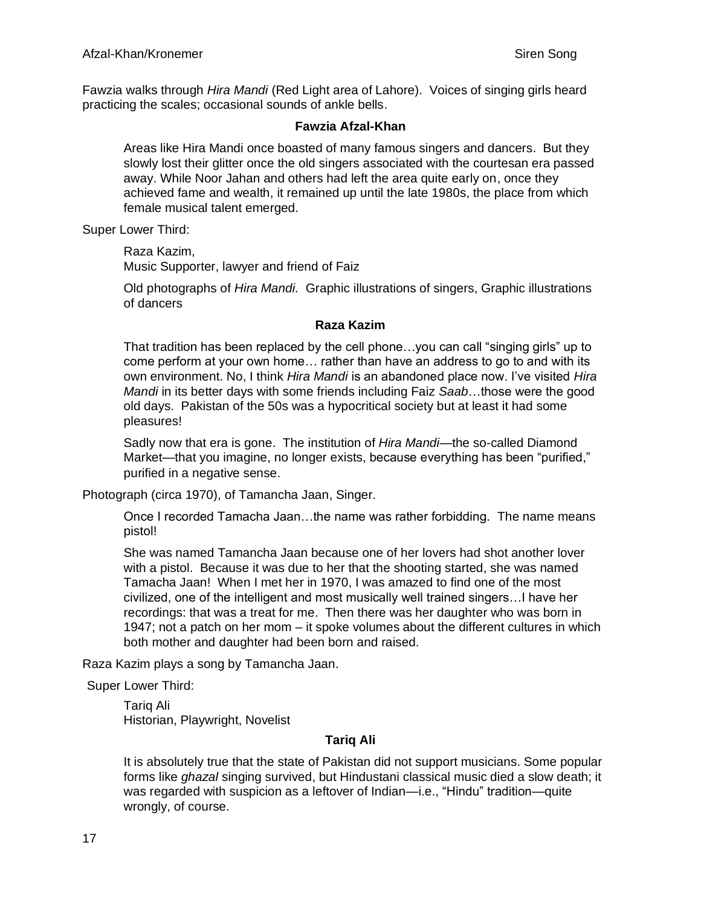Fawzia walks through *Hira Mandi* (Red Light area of Lahore). Voices of singing girls heard practicing the scales; occasional sounds of ankle bells.

**Fawzia Afzal-Khan**

Areas like Hira Mandi once boasted of many famous singers and dancers. But they slowly lost their glitter once the old singers associated with the courtesan era passed away. While Noor Jahan and others had left the area quite early on, once they achieved fame and wealth, it remained up until the late 1980s, the place from which female musical talent emerged.

Super Lower Third:

Raza Kazim,
Music Supporter, lawyer and friend of Faiz

Old photographs of *Hira Mandi.* Graphic illustrations of singers, Graphic illustrations of dancers

**Raza Kazim**

That tradition has been replaced by the cell phone…you can call "singing girls" up to come perform at your own home… rather than have an address to go to and with its own environment. No, I think *Hira Mandi* is an abandoned place now. I've visited *Hira Mandi* in its better days with some friends including Faiz *Saab*…those were the good old days. Pakistan of the 50s was a hypocritical society but at least it had some pleasures!

Sadly now that era is gone. The institution of *Hira Mandi*—the so-called Diamond Market—that you imagine, no longer exists, because everything has been "purified," purified in a negative sense.

Photograph (circa 1970), of Tamancha Jaan, Singer.

Once I recorded Tamacha Jaan…the name was rather forbidding. The name means pistol!

She was named Tamancha Jaan because one of her lovers had shot another lover with a pistol. Because it was due to her that the shooting started, she was named Tamacha Jaan! When I met her in 1970, I was amazed to find one of the most civilized, one of the intelligent and most musically well trained singers…I have her recordings: that was a treat for me. Then there was her daughter who was born in 1947; not a patch on her mom – it spoke volumes about the different cultures in which both mother and daughter had been born and raised.

Raza Kazim plays a song by Tamancha Jaan.

Super Lower Third:

Tariq Ali
Historian, Playwright, Novelist

**Tariq Ali**

It is absolutely true that the state of Pakistan did not support musicians. Some popular forms like *ghazal* singing survived, but Hindustani classical music died a slow death; it was regarded with suspicion as a leftover of Indian—i.e., "Hindu" tradition—quite wrongly, of course.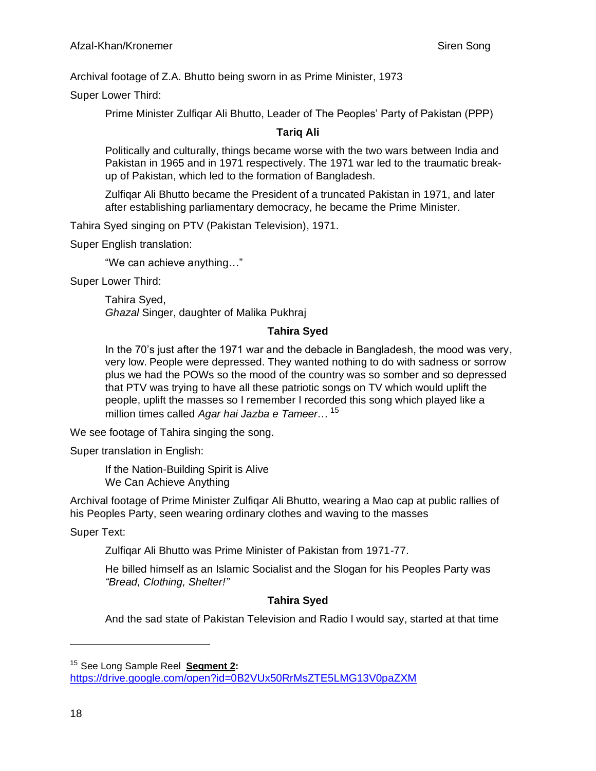Archival footage of Z.A. Bhutto being sworn in as Prime Minister, 1973

Super Lower Third:

> Prime Minister Zulfiqar Ali Bhutto, Leader of The Peoples' Party of Pakistan (PPP)

**Tariq Ali**

> Politically and culturally, things became worse with the two wars between India and Pakistan in 1965 and in 1971 respectively. The 1971 war led to the traumatic break-up of Pakistan, which led to the formation of Bangladesh.
>
> Zulfiqar Ali Bhutto became the President of a truncated Pakistan in 1971, and later after establishing parliamentary democracy, he became the Prime Minister.

Tahira Syed singing on PTV (Pakistan Television), 1971.

Super English translation:

> "We can achieve anything…"

Super Lower Third:

> Tahira Syed,
> *Ghazal* Singer, daughter of Malika Pukhraj

**Tahira Syed**

> In the 70's just after the 1971 war and the debacle in Bangladesh, the mood was very, very low. People were depressed. They wanted nothing to do with sadness or sorrow plus we had the POWs so the mood of the country was so somber and so depressed that PTV was trying to have all these patriotic songs on TV which would uplift the people, uplift the masses so I remember I recorded this song which played like a million times called *Agar hai Jazba e Tameer*… [15]

We see footage of Tahira singing the song.

Super translation in English:

> If the Nation-Building Spirit is Alive
> We Can Achieve Anything

Archival footage of Prime Minister Zulfiqar Ali Bhutto, wearing a Mao cap at public rallies of his Peoples Party, seen wearing ordinary clothes and waving to the masses

Super Text:

> Zulfiqar Ali Bhutto was Prime Minister of Pakistan from 1971-77.
>
> He billed himself as an Islamic Socialist and the Slogan for his Peoples Party was *"Bread, Clothing, Shelter!"*

**Tahira Syed**

> And the sad state of Pakistan Television and Radio I would say, started at that time

---

[15] See Long Sample Reel **Segment 2:** https://drive.google.com/open?id=0B2VUx50RrMsZTE5LMG13V0paZXM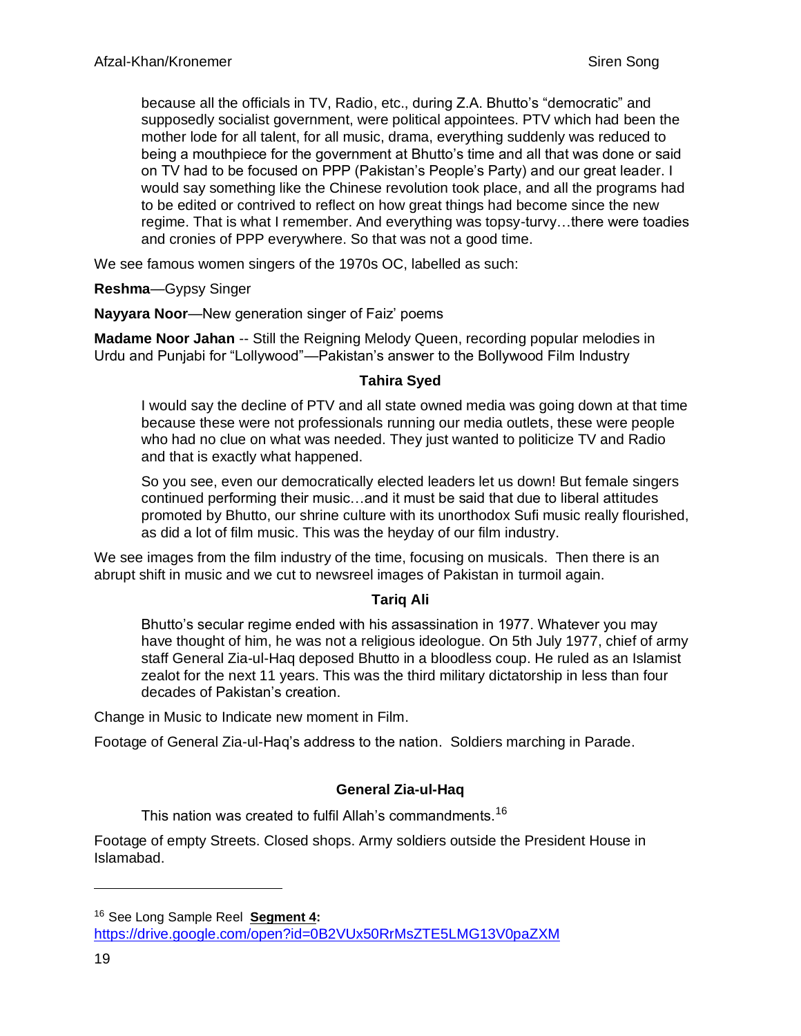> because all the officials in TV, Radio, etc., during Z.A. Bhutto's "democratic" and supposedly socialist government, were political appointees. PTV which had been the mother lode for all talent, for all music, drama, everything suddenly was reduced to being a mouthpiece for the government at Bhutto's time and all that was done or said on TV had to be focused on PPP (Pakistan's People's Party) and our great leader. I would say something like the Chinese revolution took place, and all the programs had to be edited or contrived to reflect on how great things had become since the new regime. That is what I remember. And everything was topsy-turvy…there were toadies and cronies of PPP everywhere. So that was not a good time.

We see famous women singers of the 1970s OC, labelled as such:

**Reshma**—Gypsy Singer

**Nayyara Noor**—New generation singer of Faiz' poems

**Madame Noor Jahan** -- Still the Reigning Melody Queen, recording popular melodies in Urdu and Punjabi for "Lollywood"—Pakistan's answer to the Bollywood Film Industry

**Tahira Syed**

> I would say the decline of PTV and all state owned media was going down at that time because these were not professionals running our media outlets, these were people who had no clue on what was needed. They just wanted to politicize TV and Radio and that is exactly what happened.
>
> So you see, even our democratically elected leaders let us down! But female singers continued performing their music…and it must be said that due to liberal attitudes promoted by Bhutto, our shrine culture with its unorthodox Sufi music really flourished, as did a lot of film music. This was the heyday of our film industry.

We see images from the film industry of the time, focusing on musicals. Then there is an abrupt shift in music and we cut to newsreel images of Pakistan in turmoil again.

**Tariq Ali**

> Bhutto's secular regime ended with his assassination in 1977. Whatever you may have thought of him, he was not a religious ideologue. On 5th July 1977, chief of army staff General Zia-ul-Haq deposed Bhutto in a bloodless coup. He ruled as an Islamist zealot for the next 11 years. This was the third military dictatorship in less than four decades of Pakistan's creation.

Change in Music to Indicate new moment in Film.

Footage of General Zia-ul-Haq's address to the nation. Soldiers marching in Parade.

**General Zia-ul-Haq**

> This nation was created to fulfil Allah's commandments.[16]

Footage of empty Streets. Closed shops. Army soldiers outside the President House in Islamabad.

---

[16] See Long Sample Reel **Segment 4:** https://drive.google.com/open?id=0B2VUx50RrMsZTE5LMG13V0paZXM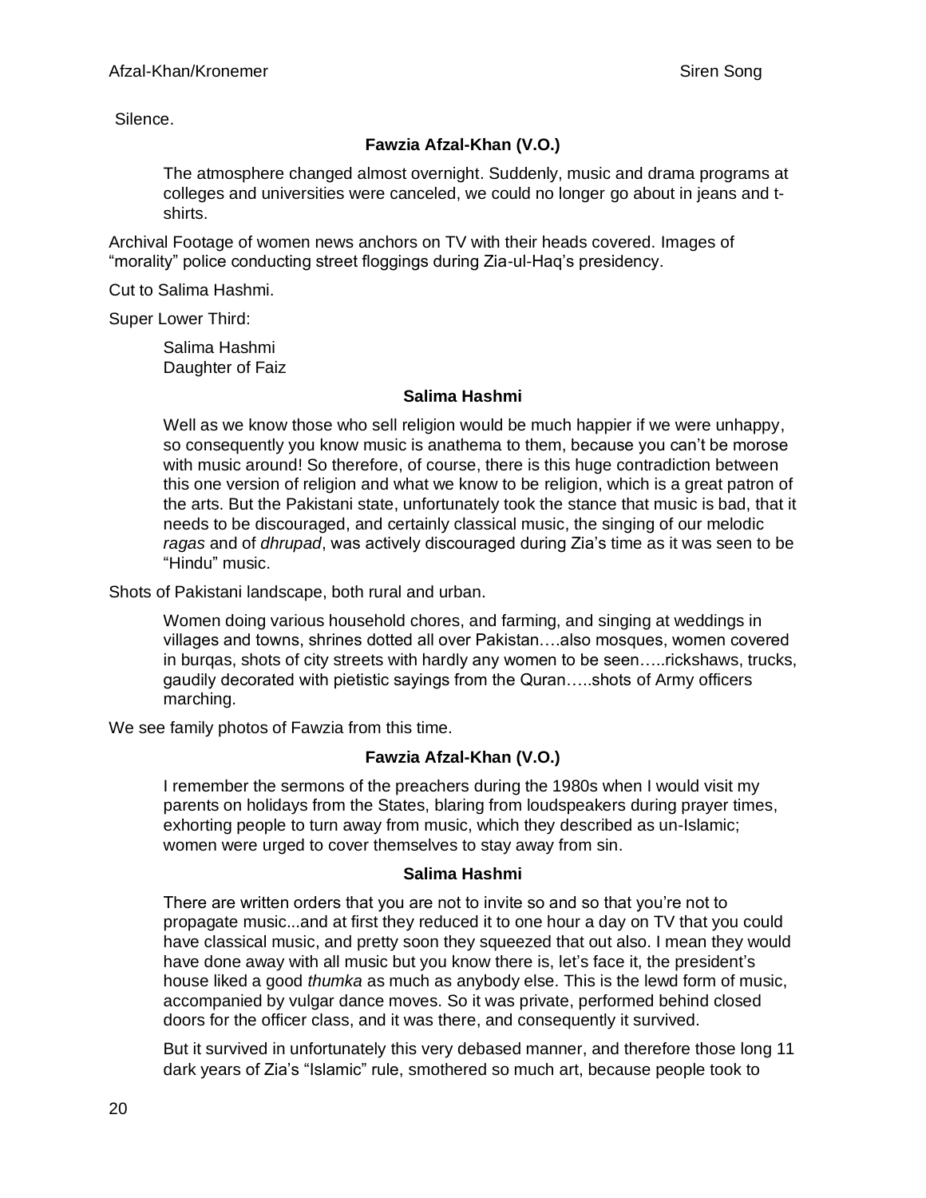Silence.

**Fawzia Afzal-Khan (V.O.)**

The atmosphere changed almost overnight. Suddenly, music and drama programs at colleges and universities were canceled, we could no longer go about in jeans and t-shirts.

Archival Footage of women news anchors on TV with their heads covered. Images of “morality” police conducting street floggings during Zia-ul-Haq’s presidency.

Cut to Salima Hashmi.

Super Lower Third:

Salima Hashmi
Daughter of Faiz

**Salima Hashmi**

Well as we know those who sell religion would be much happier if we were unhappy, so consequently you know music is anathema to them, because you can’t be morose with music around! So therefore, of course, there is this huge contradiction between this one version of religion and what we know to be religion, which is a great patron of the arts. But the Pakistani state, unfortunately took the stance that music is bad, that it needs to be discouraged, and certainly classical music, the singing of our melodic *ragas* and of *dhrupad*, was actively discouraged during Zia’s time as it was seen to be “Hindu” music.

Shots of Pakistani landscape, both rural and urban.

Women doing various household chores, and farming, and singing at weddings in villages and towns, shrines dotted all over Pakistan….also mosques, women covered in burqas, shots of city streets with hardly any women to be seen…..rickshaws, trucks, gaudily decorated with pietistic sayings from the Quran…..shots of Army officers marching.

We see family photos of Fawzia from this time.

**Fawzia Afzal-Khan (V.O.)**

I remember the sermons of the preachers during the 1980s when I would visit my parents on holidays from the States, blaring from loudspeakers during prayer times, exhorting people to turn away from music, which they described as un-Islamic; women were urged to cover themselves to stay away from sin.

**Salima Hashmi**

There are written orders that you are not to invite so and so that you’re not to propagate music...and at first they reduced it to one hour a day on TV that you could have classical music, and pretty soon they squeezed that out also. I mean they would have done away with all music but you know there is, let’s face it, the president’s house liked a good *thumka* as much as anybody else. This is the lewd form of music, accompanied by vulgar dance moves. So it was private, performed behind closed doors for the officer class, and it was there, and consequently it survived.

But it survived in unfortunately this very debased manner, and therefore those long 11 dark years of Zia’s “Islamic” rule, smothered so much art, because people took to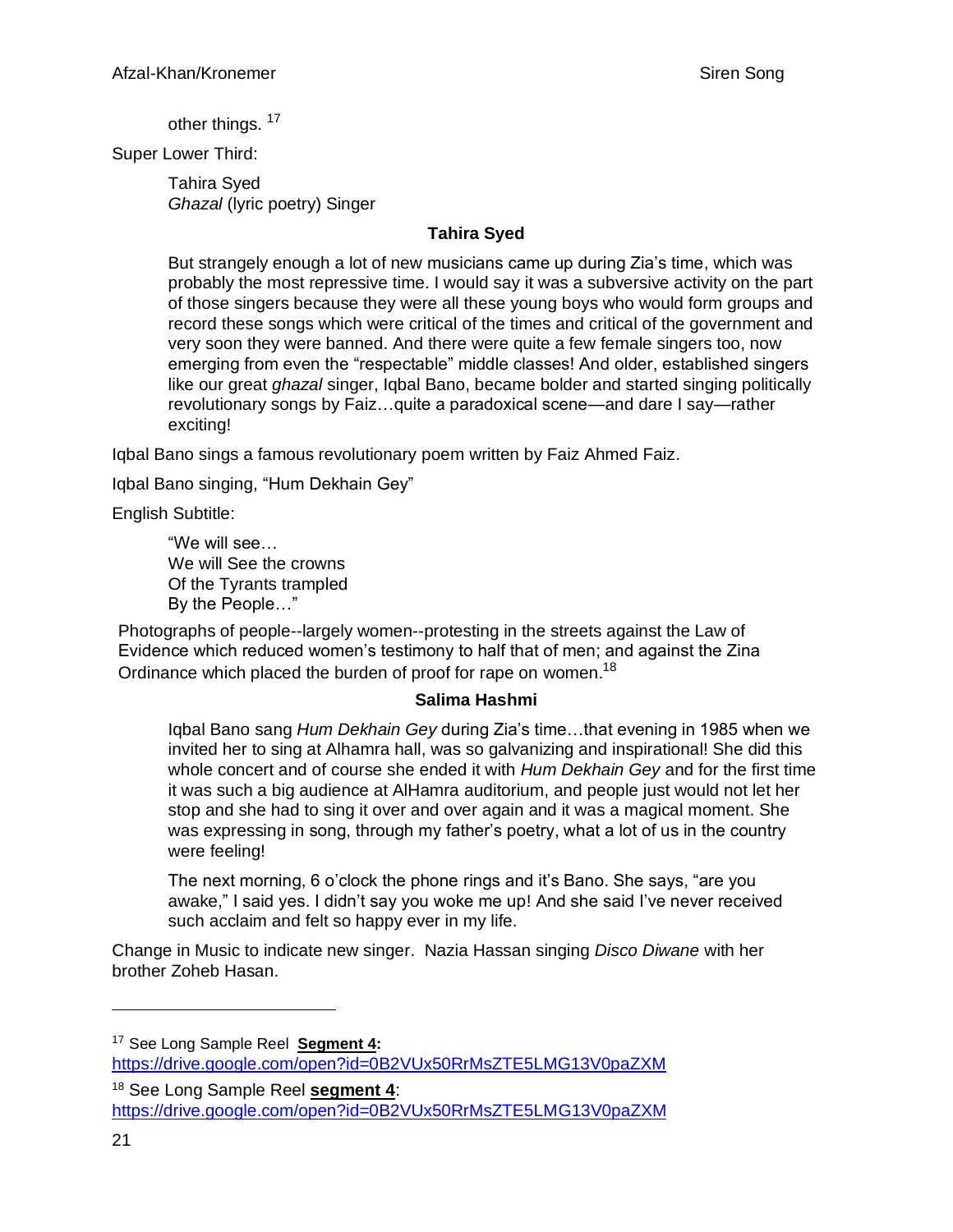other things.[17]

Super Lower Third:

> Tahira Syed
> *Ghazal* (lyric poetry) Singer

**Tahira Syed**

> But strangely enough a lot of new musicians came up during Zia's time, which was probably the most repressive time. I would say it was a subversive activity on the part of those singers because they were all these young boys who would form groups and record these songs which were critical of the times and critical of the government and very soon they were banned. And there were quite a few female singers too, now emerging from even the "respectable" middle classes! And older, established singers like our great *ghazal* singer, Iqbal Bano, became bolder and started singing politically revolutionary songs by Faiz…quite a paradoxical scene—and dare I say—rather exciting!

Iqbal Bano sings a famous revolutionary poem written by Faiz Ahmed Faiz.

Iqbal Bano singing, "Hum Dekhain Gey"

English Subtitle:

> "We will see…
> We will See the crowns
> Of the Tyrants trampled
> By the People…"

Photographs of people--largely women--protesting in the streets against the Law of Evidence which reduced women's testimony to half that of men; and against the Zina Ordinance which placed the burden of proof for rape on women.[18]

**Salima Hashmi**

> Iqbal Bano sang *Hum Dekhain Gey* during Zia's time…that evening in 1985 when we invited her to sing at Alhamra hall, was so galvanizing and inspirational! She did this whole concert and of course she ended it with *Hum Dekhain Gey* and for the first time it was such a big audience at AlHamra auditorium, and people just would not let her stop and she had to sing it over and over again and it was a magical moment. She was expressing in song, through my father's poetry, what a lot of us in the country were feeling!
>
> The next morning, 6 o'clock the phone rings and it's Bano. She says, "are you awake," I said yes. I didn't say you woke me up! And she said I've never received such acclaim and felt so happy ever in my life.

Change in Music to indicate new singer. Nazia Hassan singing *Disco Diwane* with her brother Zoheb Hasan.

---

[17] See Long Sample Reel **Segment 4:** https://drive.google.com/open?id=0B2VUx50RrMsZTE5LMG13V0paZXM

[18] See Long Sample Reel **segment 4**: https://drive.google.com/open?id=0B2VUx50RrMsZTE5LMG13V0paZXM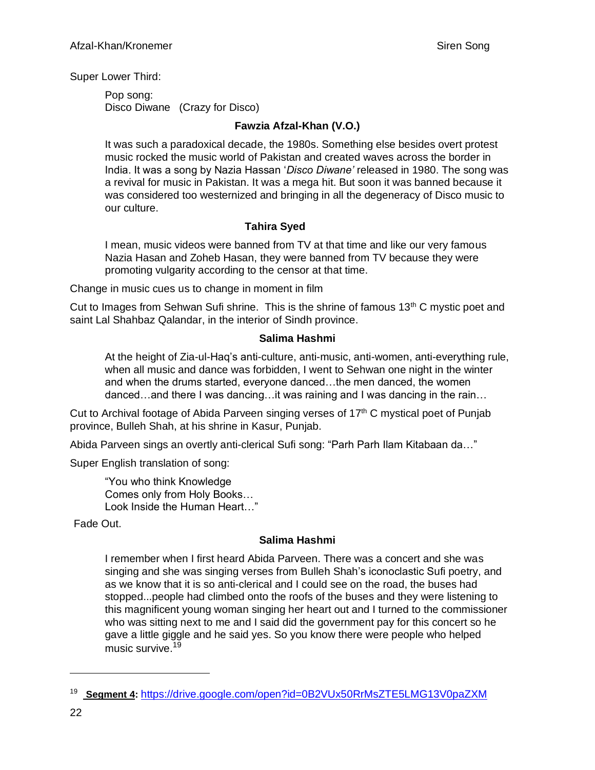Super Lower Third:

> Pop song:
> Disco Diwane (Crazy for Disco)

**Fawzia Afzal-Khan (V.O.)**

> It was such a paradoxical decade, the 1980s. Something else besides overt protest music rocked the music world of Pakistan and created waves across the border in India. It was a song by Nazia Hassan '*Disco Diwane'* released in 1980. The song was a revival for music in Pakistan. It was a mega hit. But soon it was banned because it was considered too westernized and bringing in all the degeneracy of Disco music to our culture.

**Tahira Syed**

> I mean, music videos were banned from TV at that time and like our very famous Nazia Hasan and Zoheb Hasan, they were banned from TV because they were promoting vulgarity according to the censor at that time.

Change in music cues us to change in moment in film

Cut to Images from Sehwan Sufi shrine. This is the shrine of famous 13th C mystic poet and saint Lal Shahbaz Qalandar, in the interior of Sindh province.

**Salima Hashmi**

> At the height of Zia-ul-Haq's anti-culture, anti-music, anti-women, anti-everything rule, when all music and dance was forbidden, I went to Sehwan one night in the winter and when the drums started, everyone danced…the men danced, the women danced…and there I was dancing…it was raining and I was dancing in the rain…

Cut to Archival footage of Abida Parveen singing verses of 17th C mystical poet of Punjab province, Bulleh Shah, at his shrine in Kasur, Punjab.

Abida Parveen sings an overtly anti-clerical Sufi song: "Parh Parh Ilam Kitabaan da…"

Super English translation of song:

> "You who think Knowledge
> Comes only from Holy Books…
> Look Inside the Human Heart…"

Fade Out.

**Salima Hashmi**

> I remember when I first heard Abida Parveen. There was a concert and she was singing and she was singing verses from Bulleh Shah's iconoclastic Sufi poetry, and as we know that it is so anti-clerical and I could see on the road, the buses had stopped...people had climbed onto the roofs of the buses and they were listening to this magnificent young woman singing her heart out and I turned to the commissioner who was sitting next to me and I said did the government pay for this concert so he gave a little giggle and he said yes. So you know there were people who helped music survive.[19]

---

[19] **Segment 4:** https://drive.google.com/open?id=0B2VUx50RrMsZTE5LMG13V0paZXM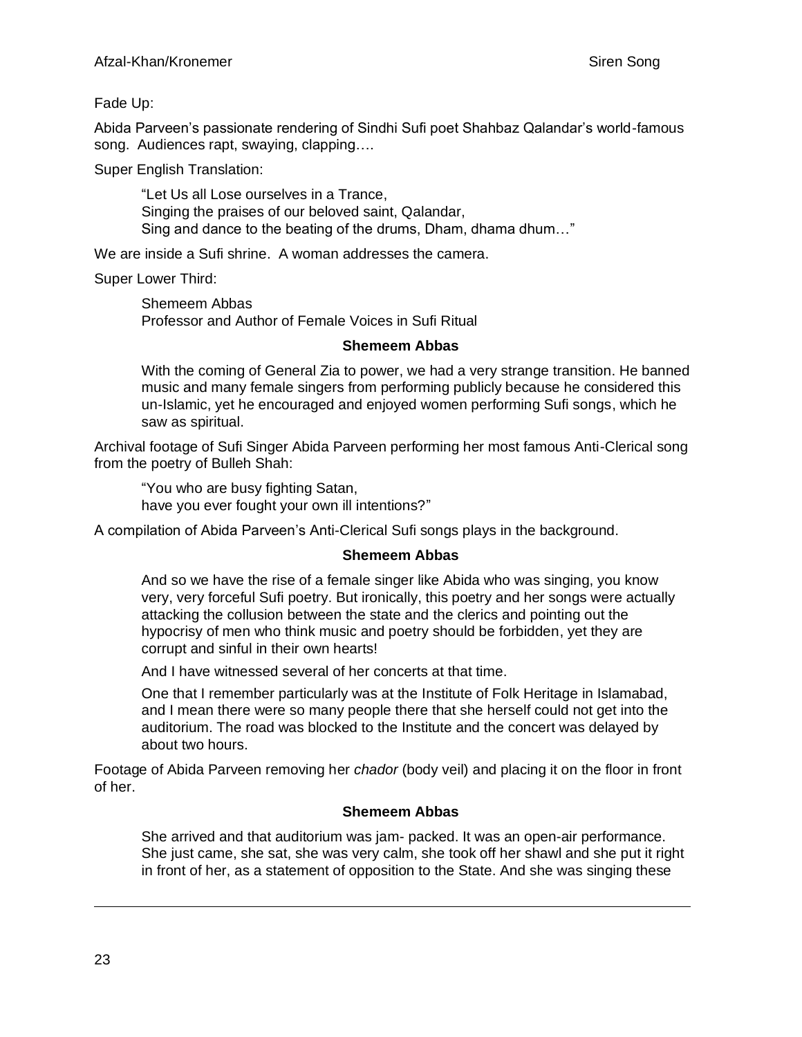Fade Up:

Abida Parveen's passionate rendering of Sindhi Sufi poet Shahbaz Qalandar's world-famous song. Audiences rapt, swaying, clapping….

Super English Translation:

> "Let Us all Lose ourselves in a Trance,
> Singing the praises of our beloved saint, Qalandar,
> Sing and dance to the beating of the drums, Dham, dhama dhum…"

We are inside a Sufi shrine. A woman addresses the camera.

Super Lower Third:

> Shemeem Abbas
> Professor and Author of Female Voices in Sufi Ritual

**Shemeem Abbas**

> With the coming of General Zia to power, we had a very strange transition. He banned music and many female singers from performing publicly because he considered this un-Islamic, yet he encouraged and enjoyed women performing Sufi songs, which he saw as spiritual.

Archival footage of Sufi Singer Abida Parveen performing her most famous Anti-Clerical song from the poetry of Bulleh Shah:

> "You who are busy fighting Satan,
> have you ever fought your own ill intentions?"

A compilation of Abida Parveen's Anti-Clerical Sufi songs plays in the background.

**Shemeem Abbas**

> And so we have the rise of a female singer like Abida who was singing, you know very, very forceful Sufi poetry. But ironically, this poetry and her songs were actually attacking the collusion between the state and the clerics and pointing out the hypocrisy of men who think music and poetry should be forbidden, yet they are corrupt and sinful in their own hearts!
>
> And I have witnessed several of her concerts at that time.
>
> One that I remember particularly was at the Institute of Folk Heritage in Islamabad, and I mean there were so many people there that she herself could not get into the auditorium. The road was blocked to the Institute and the concert was delayed by about two hours.

Footage of Abida Parveen removing her *chador* (body veil) and placing it on the floor in front of her.

**Shemeem Abbas**

> She arrived and that auditorium was jam- packed. It was an open-air performance. She just came, she sat, she was very calm, she took off her shawl and she put it right in front of her, as a statement of opposition to the State. And she was singing these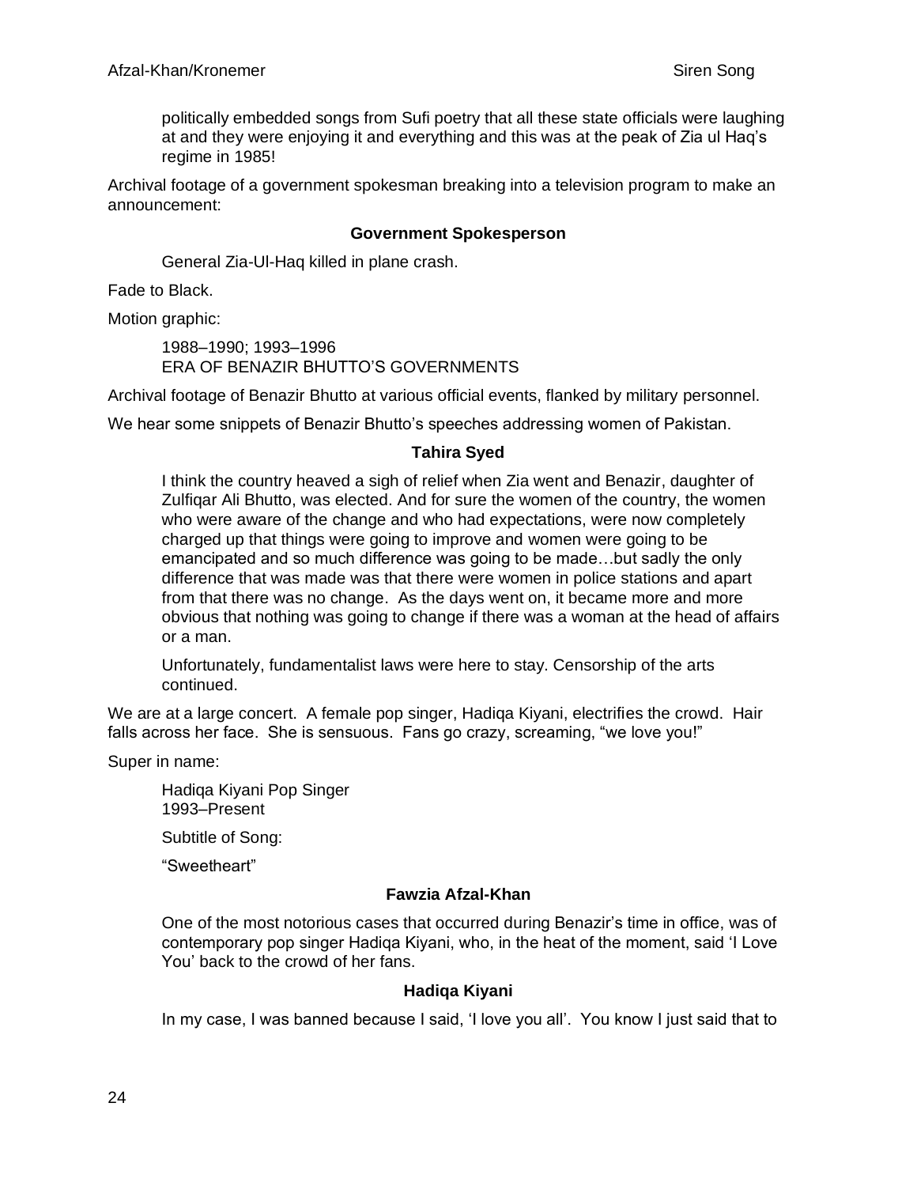politically embedded songs from Sufi poetry that all these state officials were laughing at and they were enjoying it and everything and this was at the peak of Zia ul Haq's regime in 1985!

Archival footage of a government spokesman breaking into a television program to make an announcement:

**Government Spokesperson**

General Zia-Ul-Haq killed in plane crash.

Fade to Black.

Motion graphic:

1988–1990; 1993–1996
ERA OF BENAZIR BHUTTO'S GOVERNMENTS

Archival footage of Benazir Bhutto at various official events, flanked by military personnel.

We hear some snippets of Benazir Bhutto's speeches addressing women of Pakistan.

**Tahira Syed**

I think the country heaved a sigh of relief when Zia went and Benazir, daughter of Zulfiqar Ali Bhutto, was elected. And for sure the women of the country, the women who were aware of the change and who had expectations, were now completely charged up that things were going to improve and women were going to be emancipated and so much difference was going to be made…but sadly the only difference that was made was that there were women in police stations and apart from that there was no change. As the days went on, it became more and more obvious that nothing was going to change if there was a woman at the head of affairs or a man.

Unfortunately, fundamentalist laws were here to stay. Censorship of the arts continued.

We are at a large concert. A female pop singer, Hadiqa Kiyani, electrifies the crowd. Hair falls across her face. She is sensuous. Fans go crazy, screaming, "we love you!"

Super in name:

Hadiqa Kiyani Pop Singer
1993–Present

Subtitle of Song:

"Sweetheart"

**Fawzia Afzal-Khan**

One of the most notorious cases that occurred during Benazir's time in office, was of contemporary pop singer Hadiqa Kiyani, who, in the heat of the moment, said 'I Love You' back to the crowd of her fans.

**Hadiqa Kiyani**

In my case, I was banned because I said, 'I love you all'. You know I just said that to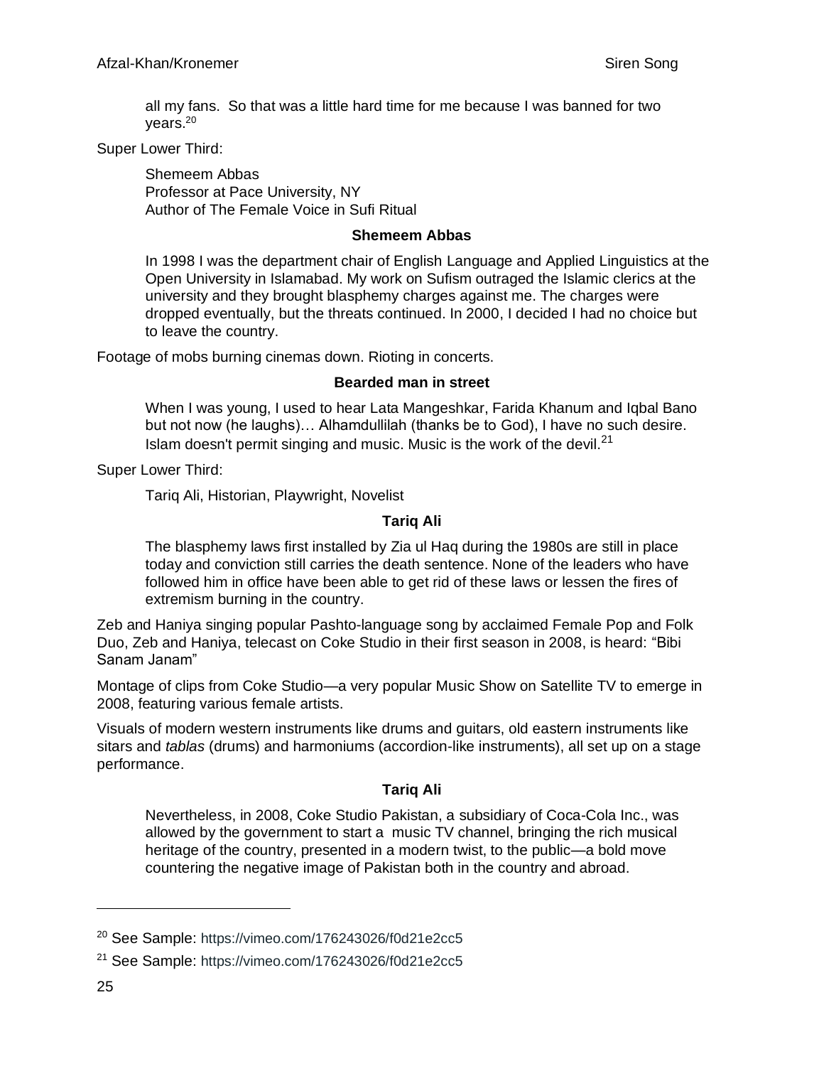all my fans. So that was a little hard time for me because I was banned for two years.[20]

Super Lower Third:

> Shemeem Abbas
> Professor at Pace University, NY
> Author of The Female Voice in Sufi Ritual

**Shemeem Abbas**

> In 1998 I was the department chair of English Language and Applied Linguistics at the Open University in Islamabad. My work on Sufism outraged the Islamic clerics at the university and they brought blasphemy charges against me. The charges were dropped eventually, but the threats continued. In 2000, I decided I had no choice but to leave the country.

Footage of mobs burning cinemas down. Rioting in concerts.

**Bearded man in street**

> When I was young, I used to hear Lata Mangeshkar, Farida Khanum and Iqbal Bano but not now (he laughs)… Alhamdullilah (thanks be to God), I have no such desire. Islam doesn't permit singing and music. Music is the work of the devil.[21]

Super Lower Third:

> Tariq Ali, Historian, Playwright, Novelist

**Tariq Ali**

> The blasphemy laws first installed by Zia ul Haq during the 1980s are still in place today and conviction still carries the death sentence. None of the leaders who have followed him in office have been able to get rid of these laws or lessen the fires of extremism burning in the country.

Zeb and Haniya singing popular Pashto-language song by acclaimed Female Pop and Folk Duo, Zeb and Haniya, telecast on Coke Studio in their first season in 2008, is heard: "Bibi Sanam Janam"

Montage of clips from Coke Studio—a very popular Music Show on Satellite TV to emerge in 2008, featuring various female artists.

Visuals of modern western instruments like drums and guitars, old eastern instruments like sitars and *tablas* (drums) and harmoniums (accordion-like instruments), all set up on a stage performance.

**Tariq Ali**

> Nevertheless, in 2008, Coke Studio Pakistan, a subsidiary of Coca-Cola Inc., was allowed by the government to start a music TV channel, bringing the rich musical heritage of the country, presented in a modern twist, to the public—a bold move countering the negative image of Pakistan both in the country and abroad.

---

[20] See Sample: https://vimeo.com/176243026/f0d21e2cc5

[21] See Sample: https://vimeo.com/176243026/f0d21e2cc5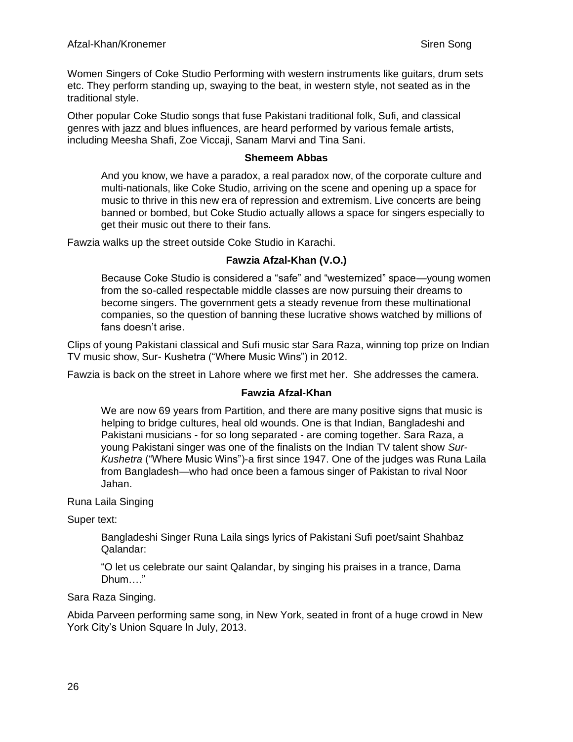Women Singers of Coke Studio Performing with western instruments like guitars, drum sets etc. They perform standing up, swaying to the beat, in western style, not seated as in the traditional style.

Other popular Coke Studio songs that fuse Pakistani traditional folk, Sufi, and classical genres with jazz and blues influences, are heard performed by various female artists, including Meesha Shafi, Zoe Viccaji, Sanam Marvi and Tina Sani.

**Shemeem Abbas**

> And you know, we have a paradox, a real paradox now, of the corporate culture and multi-nationals, like Coke Studio, arriving on the scene and opening up a space for music to thrive in this new era of repression and extremism. Live concerts are being banned or bombed, but Coke Studio actually allows a space for singers especially to get their music out there to their fans.

Fawzia walks up the street outside Coke Studio in Karachi.

**Fawzia Afzal-Khan (V.O.)**

> Because Coke Studio is considered a "safe" and "westernized" space—young women from the so-called respectable middle classes are now pursuing their dreams to become singers. The government gets a steady revenue from these multinational companies, so the question of banning these lucrative shows watched by millions of fans doesn't arise.

Clips of young Pakistani classical and Sufi music star Sara Raza, winning top prize on Indian TV music show, Sur- Kushetra ("Where Music Wins") in 2012.

Fawzia is back on the street in Lahore where we first met her. She addresses the camera.

**Fawzia Afzal-Khan**

> We are now 69 years from Partition, and there are many positive signs that music is helping to bridge cultures, heal old wounds. One is that Indian, Bangladeshi and Pakistani musicians - for so long separated - are coming together. Sara Raza, a young Pakistani singer was one of the finalists on the Indian TV talent show *Sur-Kushetra* ("Where Music Wins")-a first since 1947. One of the judges was Runa Laila from Bangladesh—who had once been a famous singer of Pakistan to rival Noor Jahan.

Runa Laila Singing

Super text:

> Bangladeshi Singer Runa Laila sings lyrics of Pakistani Sufi poet/saint Shahbaz Qalandar:
>
> "O let us celebrate our saint Qalandar, by singing his praises in a trance, Dama Dhum…."

Sara Raza Singing.

Abida Parveen performing same song, in New York, seated in front of a huge crowd in New York City's Union Square In July, 2013.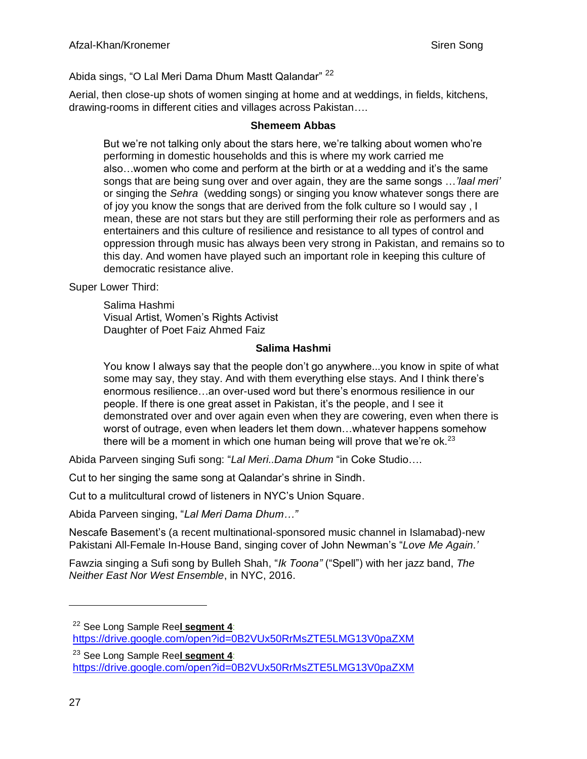Abida sings, “O Lal Meri Dama Dhum Mastt Qalandar” [22]

Aerial, then close-up shots of women singing at home and at weddings, in fields, kitchens, drawing-rooms in different cities and villages across Pakistan….

**Shemeem Abbas**

> But we’re not talking only about the stars here, we’re talking about women who’re performing in domestic households and this is where my work carried me also…women who come and perform at the birth or at a wedding and it’s the same songs that are being sung over and over again, they are the same songs …*’laal meri’* or singing the *Sehra* (wedding songs) or singing you know whatever songs there are of joy you know the songs that are derived from the folk culture so I would say , I mean, these are not stars but they are still performing their role as performers and as entertainers and this culture of resilience and resistance to all types of control and oppression through music has always been very strong in Pakistan, and remains so to this day. And women have played such an important role in keeping this culture of democratic resistance alive.

Super Lower Third:

> Salima Hashmi
> Visual Artist, Women’s Rights Activist
> Daughter of Poet Faiz Ahmed Faiz

**Salima Hashmi**

> You know I always say that the people don’t go anywhere...you know in spite of what some may say, they stay. And with them everything else stays. And I think there’s enormous resilience…an over-used word but there’s enormous resilience in our people. If there is one great asset in Pakistan, it’s the people, and I see it demonstrated over and over again even when they are cowering, even when there is worst of outrage, even when leaders let them down…whatever happens somehow there will be a moment in which one human being will prove that we’re ok.[23]

Abida Parveen singing Sufi song: “*Lal Meri..Dama Dhum* “in Coke Studio….

Cut to her singing the same song at Qalandar’s shrine in Sindh.

Cut to a mulitcultural crowd of listeners in NYC’s Union Square.

Abida Parveen singing, “*Lal Meri Dama Dhum…”*

Nescafe Basement’s (a recent multinational-sponsored music channel in Islamabad)-new Pakistani All-Female In-House Band, singing cover of John Newman’s “*Love Me Again.’*

Fawzia singing a Sufi song by Bulleh Shah, “*Ik Toona”* (“Spell”) with her jazz band, *The Neither East Nor West Ensemble*, in NYC, 2016.

---

[22] See Long Sample Ree**l segment 4**: https://drive.google.com/open?id=0B2VUx50RrMsZTE5LMG13V0paZXM

[23] See Long Sample Ree**l segment 4**: https://drive.google.com/open?id=0B2VUx50RrMsZTE5LMG13V0paZXM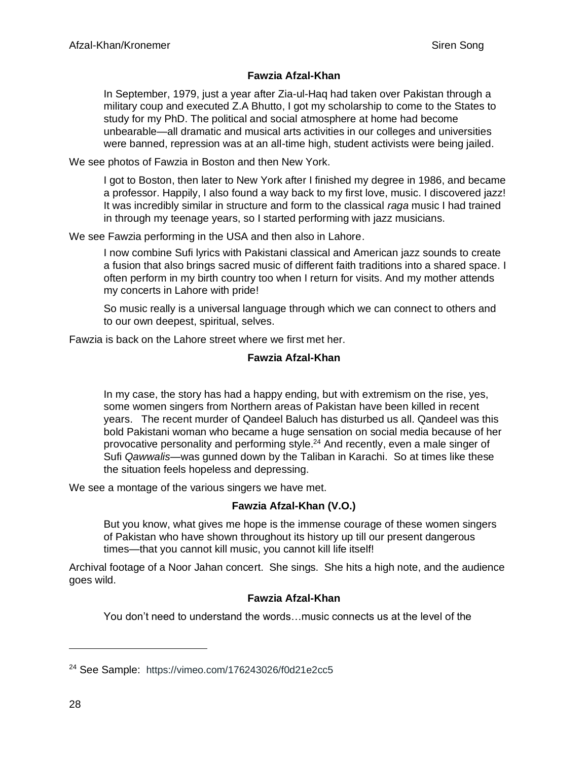**Fawzia Afzal-Khan**

> In September, 1979, just a year after Zia-ul-Haq had taken over Pakistan through a military coup and executed Z.A Bhutto, I got my scholarship to come to the States to study for my PhD. The political and social atmosphere at home had become unbearable—all dramatic and musical arts activities in our colleges and universities were banned, repression was at an all-time high, student activists were being jailed.

We see photos of Fawzia in Boston and then New York.

> I got to Boston, then later to New York after I finished my degree in 1986, and became a professor. Happily, I also found a way back to my first love, music. I discovered jazz! It was incredibly similar in structure and form to the classical *raga* music I had trained in through my teenage years, so I started performing with jazz musicians.

We see Fawzia performing in the USA and then also in Lahore.

> I now combine Sufi lyrics with Pakistani classical and American jazz sounds to create a fusion that also brings sacred music of different faith traditions into a shared space. I often perform in my birth country too when I return for visits. And my mother attends my concerts in Lahore with pride!
>
> So music really is a universal language through which we can connect to others and to our own deepest, spiritual, selves.

Fawzia is back on the Lahore street where we first met her.

**Fawzia Afzal-Khan**

> In my case, the story has had a happy ending, but with extremism on the rise, yes, some women singers from Northern areas of Pakistan have been killed in recent years. The recent murder of Qandeel Baluch has disturbed us all. Qandeel was this bold Pakistani woman who became a huge sensation on social media because of her provocative personality and performing style.[24] And recently, even a male singer of Sufi *Qawwalis*—was gunned down by the Taliban in Karachi. So at times like these the situation feels hopeless and depressing.

We see a montage of the various singers we have met.

**Fawzia Afzal-Khan (V.O.)**

> But you know, what gives me hope is the immense courage of these women singers of Pakistan who have shown throughout its history up till our present dangerous times—that you cannot kill music, you cannot kill life itself!

Archival footage of a Noor Jahan concert. She sings. She hits a high note, and the audience goes wild.

**Fawzia Afzal-Khan**

> You don't need to understand the words…music connects us at the level of the

---

[24] See Sample: https://vimeo.com/176243026/f0d21e2cc5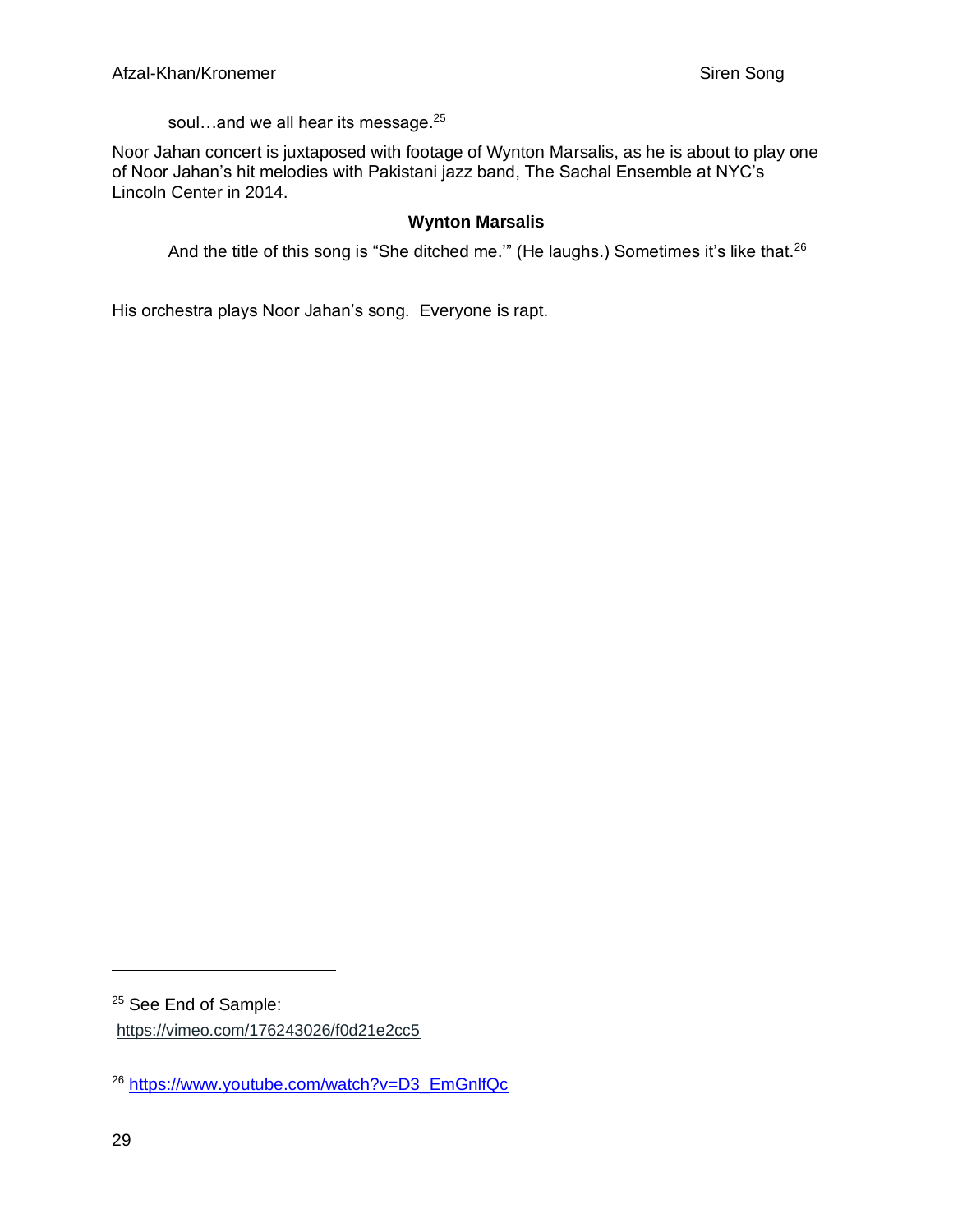soul…and we all hear its message.[25]

Noor Jahan concert is juxtaposed with footage of Wynton Marsalis, as he is about to play one of Noor Jahan's hit melodies with Pakistani jazz band, The Sachal Ensemble at NYC's Lincoln Center in 2014.

**Wynton Marsalis**

And the title of this song is "She ditched me.'" (He laughs.) Sometimes it's like that.[26]

His orchestra plays Noor Jahan's song. Everyone is rapt.

---

[25] See End of Sample: https://vimeo.com/176243026/f0d21e2cc5

[26] https://www.youtube.com/watch?v=D3_EmGnlfQc